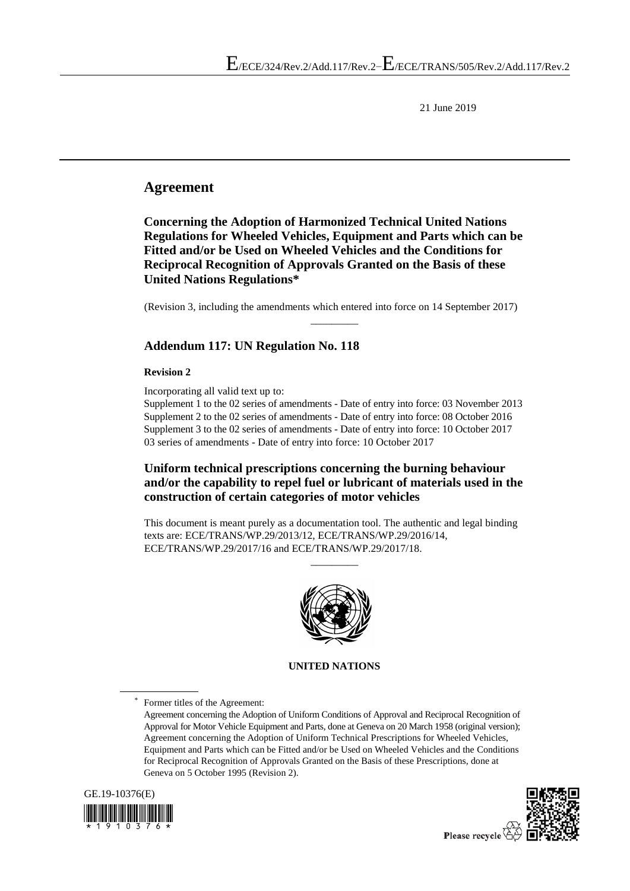E/ECE/324/Rev.2/Add.117/Rev.2−E/ECE/TRANS/505/Rev.2/Add.117/Rev.2

21 June 2019

# Agreement

## Concerning the Adoption of Harmonized Technical United Nations Regulations for Wheeled Vehicles, Equipment and Parts which can be Fitted and/or be Used on Wheeled Vehicles and the Conditions for Reciprocal Recognition of Approvals Granted on the Basis of these United Nations Regulations*

(Revision 3, including the amendments which entered into force on 14 September 2017)

## Addendum 117: UN Regulation No. 118

**Revision 2**

Incorporating all valid text up to:
Supplement 1 to the 02 series of amendments - Date of entry into force: 03 November 2013
Supplement 2 to the 02 series of amendments - Date of entry into force: 08 October 2016
Supplement 3 to the 02 series of amendments - Date of entry into force: 10 October 2017
03 series of amendments - Date of entry into force: 10 October 2017

## Uniform technical prescriptions concerning the burning behaviour and/or the capability to repel fuel or lubricant of materials used in the construction of certain categories of motor vehicles

This document is meant purely as a documentation tool. The authentic and legal binding texts are: ECE/TRANS/WP.29/2013/12, ECE/TRANS/WP.29/2016/14, ECE/TRANS/WP.29/2017/16 and ECE/TRANS/WP.29/2017/18.

**UNITED NATIONS**

* Former titles of the Agreement:
Agreement concerning the Adoption of Uniform Conditions of Approval and Reciprocal Recognition of Approval for Motor Vehicle Equipment and Parts, done at Geneva on 20 March 1958 (original version);
Agreement concerning the Adoption of Uniform Technical Prescriptions for Wheeled Vehicles, Equipment and Parts which can be Fitted and/or be Used on Wheeled Vehicles and the Conditions for Reciprocal Recognition of Approvals Granted on the Basis of these Prescriptions, done at Geneva on 5 October 1995 (Revision 2).

GE.19-10376(E)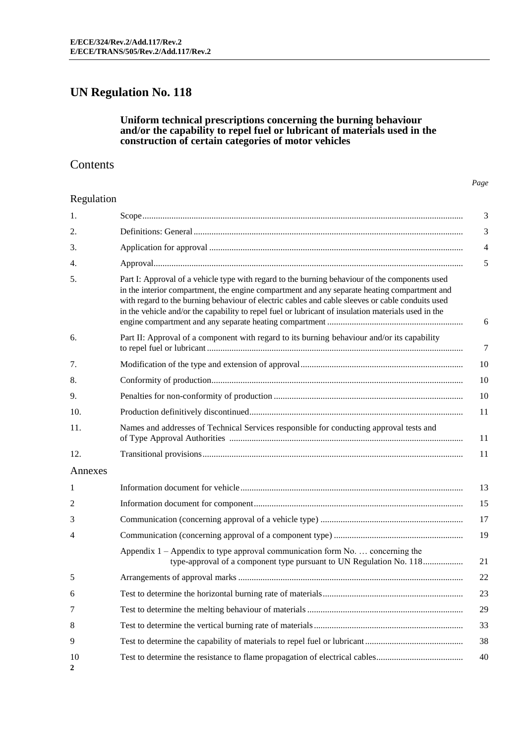# UN Regulation No. 118

**Uniform technical prescriptions concerning the burning behaviour and/or the capability to repel fuel or lubricant of materials used in the construction of certain categories of motor vehicles**

## Contents

| | | *Page* |
|---|---|---|
| **Regulation** | | |
| 1. | Scope | 3 |
| 2. | Definitions: General | 3 |
| 3. | Application for approval | 4 |
| 4. | Approval | 5 |
| 5. | Part I: Approval of a vehicle type with regard to the burning behaviour of the components used in the interior compartment, the engine compartment and any separate heating compartment and with regard to the burning behaviour of electric cables and cable sleeves or cable conduits used in the vehicle and/or the capability to repel fuel or lubricant of insulation materials used in the engine compartment and any separate heating compartment | 6 |
| 6. | Part II: Approval of a component with regard to its burning behaviour and/or its capability to repel fuel or lubricant | 7 |
| 7. | Modification of the type and extension of approval | 10 |
| 8. | Conformity of production | 10 |
| 9. | Penalties for non-conformity of production | 10 |
| 10. | Production definitively discontinued | 11 |
| 11. | Names and addresses of Technical Services responsible for conducting approval tests and of Type Approval Authorities | 11 |
| 12. | Transitional provisions | 11 |
| **Annexes** | | |
| 1 | Information document for vehicle | 13 |
| 2 | Information document for component | 15 |
| 3 | Communication (concerning approval of a vehicle type) | 17 |
| 4 | Communication (concerning approval of a component type) | 19 |
| | Appendix 1 – Appendix to type approval communication form No. … concerning the type-approval of a component type pursuant to UN Regulation No. 118 | 21 |
| 5 | Arrangements of approval marks | 22 |
| 6 | Test to determine the horizontal burning rate of materials | 23 |
| 7 | Test to determine the melting behaviour of materials | 29 |
| 8 | Test to determine the vertical burning rate of materials | 33 |
| 9 | Test to determine the capability of materials to repel fuel or lubricant | 38 |
| 10 | Test to determine the resistance to flame propagation of electrical cables | 40 |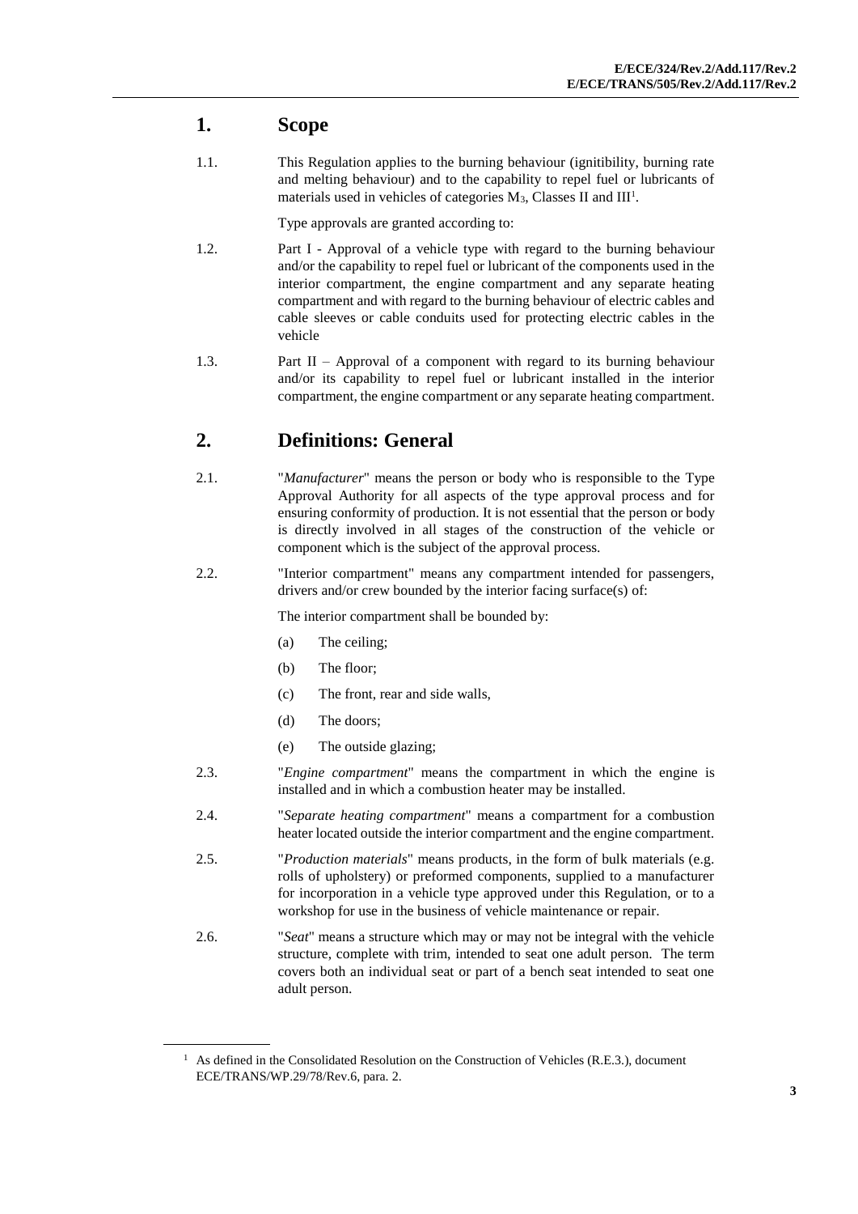## 1. Scope

1.1. This Regulation applies to the burning behaviour (ignitibility, burning rate and melting behaviour) and to the capability to repel fuel or lubricants of materials used in vehicles of categories $M_3$, Classes II and III[1].

Type approvals are granted according to:

1.2. Part I - Approval of a vehicle type with regard to the burning behaviour and/or the capability to repel fuel or lubricant of the components used in the interior compartment, the engine compartment and any separate heating compartment and with regard to the burning behaviour of electric cables and cable sleeves or cable conduits used for protecting electric cables in the vehicle

1.3. Part II – Approval of a component with regard to its burning behaviour and/or its capability to repel fuel or lubricant installed in the interior compartment, the engine compartment or any separate heating compartment.

## 2. Definitions: General

2.1. "*Manufacturer*" means the person or body who is responsible to the Type Approval Authority for all aspects of the type approval process and for ensuring conformity of production. It is not essential that the person or body is directly involved in all stages of the construction of the vehicle or component which is the subject of the approval process.

2.2. "Interior compartment" means any compartment intended for passengers, drivers and/or crew bounded by the interior facing surface(s) of:

The interior compartment shall be bounded by:

(a) The ceiling;

(b) The floor;

(c) The front, rear and side walls,

(d) The doors;

(e) The outside glazing;

2.3. "*Engine compartment*" means the compartment in which the engine is installed and in which a combustion heater may be installed.

2.4. "*Separate heating compartment*" means a compartment for a combustion heater located outside the interior compartment and the engine compartment.

2.5. "*Production materials*" means products, in the form of bulk materials (e.g. rolls of upholstery) or preformed components, supplied to a manufacturer for incorporation in a vehicle type approved under this Regulation, or to a workshop for use in the business of vehicle maintenance or repair.

2.6. "*Seat*" means a structure which may or may not be integral with the vehicle structure, complete with trim, intended to seat one adult person. The term covers both an individual seat or part of a bench seat intended to seat one adult person.

[1] As defined in the Consolidated Resolution on the Construction of Vehicles (R.E.3.), document ECE/TRANS/WP.29/78/Rev.6, para. 2.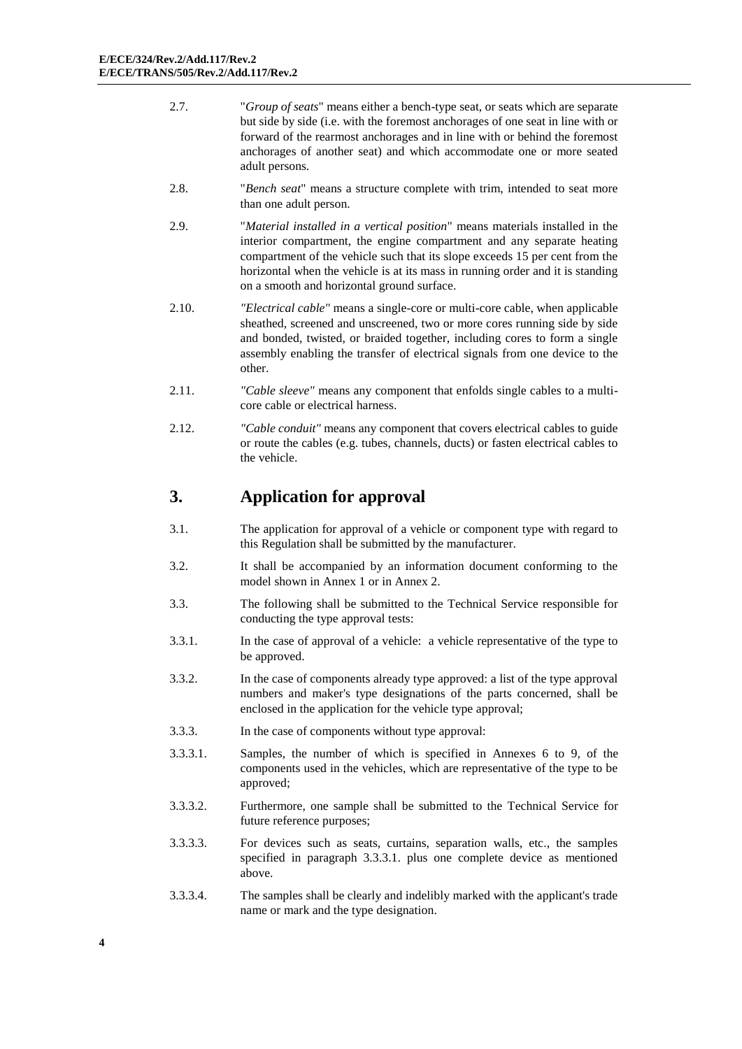2.7. "*Group of seats*" means either a bench-type seat, or seats which are separate but side by side (i.e. with the foremost anchorages of one seat in line with or forward of the rearmost anchorages and in line with or behind the foremost anchorages of another seat) and which accommodate one or more seated adult persons.

2.8. "*Bench seat*" means a structure complete with trim, intended to seat more than one adult person.

2.9. "*Material installed in a vertical position*" means materials installed in the interior compartment, the engine compartment and any separate heating compartment of the vehicle such that its slope exceeds 15 per cent from the horizontal when the vehicle is at its mass in running order and it is standing on a smooth and horizontal ground surface.

2.10. *"Electrical cable"* means a single-core or multi-core cable, when applicable sheathed, screened and unscreened, two or more cores running side by side and bonded, twisted, or braided together, including cores to form a single assembly enabling the transfer of electrical signals from one device to the other.

2.11. *"Cable sleeve"* means any component that enfolds single cables to a multi-core cable or electrical harness.

2.12. *"Cable conduit"* means any component that covers electrical cables to guide or route the cables (e.g. tubes, channels, ducts) or fasten electrical cables to the vehicle.

# 3. Application for approval

3.1. The application for approval of a vehicle or component type with regard to this Regulation shall be submitted by the manufacturer.

3.2. It shall be accompanied by an information document conforming to the model shown in Annex 1 or in Annex 2.

3.3. The following shall be submitted to the Technical Service responsible for conducting the type approval tests:

3.3.1. In the case of approval of a vehicle: a vehicle representative of the type to be approved.

3.3.2. In the case of components already type approved: a list of the type approval numbers and maker's type designations of the parts concerned, shall be enclosed in the application for the vehicle type approval;

3.3.3. In the case of components without type approval:

3.3.3.1. Samples, the number of which is specified in Annexes 6 to 9, of the components used in the vehicles, which are representative of the type to be approved;

3.3.3.2. Furthermore, one sample shall be submitted to the Technical Service for future reference purposes;

3.3.3.3. For devices such as seats, curtains, separation walls, etc., the samples specified in paragraph 3.3.3.1. plus one complete device as mentioned above.

3.3.3.4. The samples shall be clearly and indelibly marked with the applicant's trade name or mark and the type designation.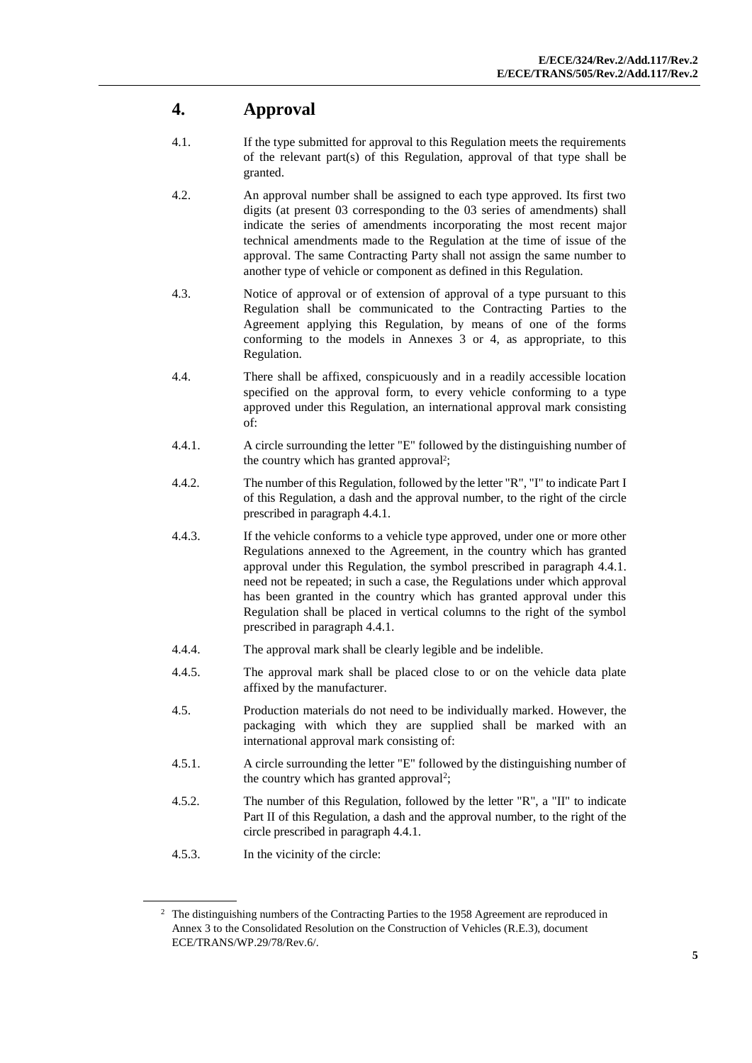# 4. Approval

4.1. If the type submitted for approval to this Regulation meets the requirements of the relevant part(s) of this Regulation, approval of that type shall be granted.

4.2. An approval number shall be assigned to each type approved. Its first two digits (at present 03 corresponding to the 03 series of amendments) shall indicate the series of amendments incorporating the most recent major technical amendments made to the Regulation at the time of issue of the approval. The same Contracting Party shall not assign the same number to another type of vehicle or component as defined in this Regulation.

4.3. Notice of approval or of extension of approval of a type pursuant to this Regulation shall be communicated to the Contracting Parties to the Agreement applying this Regulation, by means of one of the forms conforming to the models in Annexes 3 or 4, as appropriate, to this Regulation.

4.4. There shall be affixed, conspicuously and in a readily accessible location specified on the approval form, to every vehicle conforming to a type approved under this Regulation, an international approval mark consisting of:

4.4.1. A circle surrounding the letter "E" followed by the distinguishing number of the country which has granted approval[2];

4.4.2. The number of this Regulation, followed by the letter "R", "I" to indicate Part I of this Regulation, a dash and the approval number, to the right of the circle prescribed in paragraph 4.4.1.

4.4.3. If the vehicle conforms to a vehicle type approved, under one or more other Regulations annexed to the Agreement, in the country which has granted approval under this Regulation, the symbol prescribed in paragraph 4.4.1. need not be repeated; in such a case, the Regulations under which approval has been granted in the country which has granted approval under this Regulation shall be placed in vertical columns to the right of the symbol prescribed in paragraph 4.4.1.

4.4.4. The approval mark shall be clearly legible and be indelible.

4.4.5. The approval mark shall be placed close to or on the vehicle data plate affixed by the manufacturer.

4.5. Production materials do not need to be individually marked. However, the packaging with which they are supplied shall be marked with an international approval mark consisting of:

4.5.1. A circle surrounding the letter "E" followed by the distinguishing number of the country which has granted approval[2];

4.5.2. The number of this Regulation, followed by the letter "R", a "II" to indicate Part II of this Regulation, a dash and the approval number, to the right of the circle prescribed in paragraph 4.4.1.

4.5.3. In the vicinity of the circle:

---

[2] The distinguishing numbers of the Contracting Parties to the 1958 Agreement are reproduced in Annex 3 to the Consolidated Resolution on the Construction of Vehicles (R.E.3), document ECE/TRANS/WP.29/78/Rev.6/.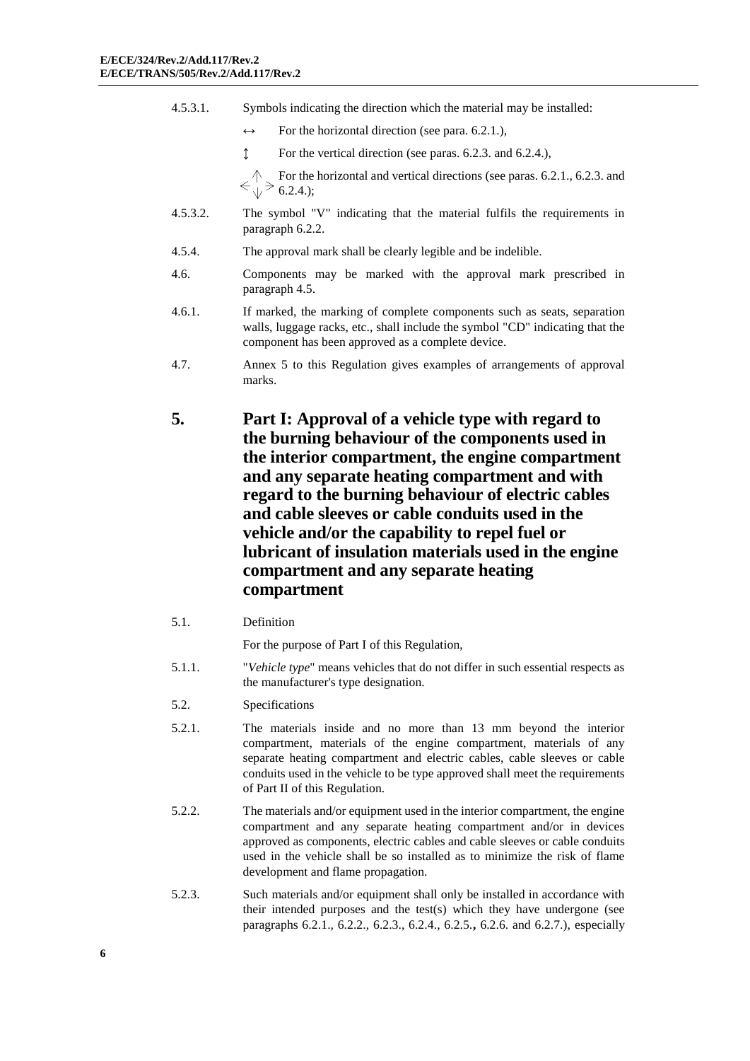4.5.3.1. Symbols indicating the direction which the material may be installed:

↔ For the horizontal direction (see para. 6.2.1.),

↕ For the vertical direction (see paras. 6.2.3. and 6.2.4.),

<↕> For the horizontal and vertical directions (see paras. 6.2.1., 6.2.3. and 6.2.4.);

4.5.3.2. The symbol "V" indicating that the material fulfils the requirements in paragraph 6.2.2.

4.5.4. The approval mark shall be clearly legible and be indelible.

4.6. Components may be marked with the approval mark prescribed in paragraph 4.5.

4.6.1. If marked, the marking of complete components such as seats, separation walls, luggage racks, etc., shall include the symbol "CD" indicating that the component has been approved as a complete device.

4.7. Annex 5 to this Regulation gives examples of arrangements of approval marks.

# 5. Part I: Approval of a vehicle type with regard to the burning behaviour of the components used in the interior compartment, the engine compartment and any separate heating compartment and with regard to the burning behaviour of electric cables and cable sleeves or cable conduits used in the vehicle and/or the capability to repel fuel or lubricant of insulation materials used in the engine compartment and any separate heating compartment

5.1. Definition

For the purpose of Part I of this Regulation,

5.1.1. "*Vehicle type*" means vehicles that do not differ in such essential respects as the manufacturer's type designation.

5.2. Specifications

5.2.1. The materials inside and no more than 13 mm beyond the interior compartment, materials of the engine compartment, materials of any separate heating compartment and electric cables, cable sleeves or cable conduits used in the vehicle to be type approved shall meet the requirements of Part II of this Regulation.

5.2.2. The materials and/or equipment used in the interior compartment, the engine compartment and any separate heating compartment and/or in devices approved as components, electric cables and cable sleeves or cable conduits used in the vehicle shall be so installed as to minimize the risk of flame development and flame propagation.

5.2.3. Such materials and/or equipment shall only be installed in accordance with their intended purposes and the test(s) which they have undergone (see paragraphs 6.2.1., 6.2.2., 6.2.3., 6.2.4., 6.2.5., 6.2.6. and 6.2.7.), especially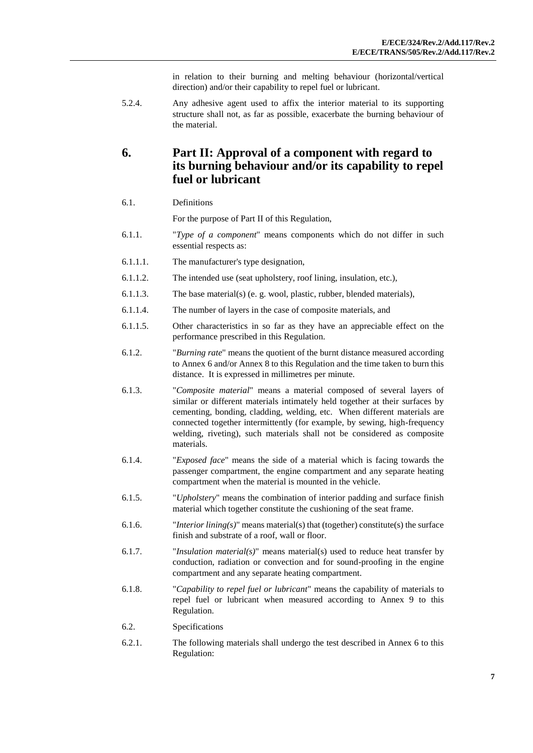in relation to their burning and melting behaviour (horizontal/vertical direction) and/or their capability to repel fuel or lubricant.

5.2.4. Any adhesive agent used to affix the interior material to its supporting structure shall not, as far as possible, exacerbate the burning behaviour of the material.

# 6. Part II: Approval of a component with regard to its burning behaviour and/or its capability to repel fuel or lubricant

6.1. Definitions

For the purpose of Part II of this Regulation,

6.1.1. "*Type of a component*" means components which do not differ in such essential respects as:

6.1.1.1. The manufacturer's type designation,

6.1.1.2. The intended use (seat upholstery, roof lining, insulation, etc.),

6.1.1.3. The base material(s) (e. g. wool, plastic, rubber, blended materials),

6.1.1.4. The number of layers in the case of composite materials, and

6.1.1.5. Other characteristics in so far as they have an appreciable effect on the performance prescribed in this Regulation.

6.1.2. "*Burning rate*" means the quotient of the burnt distance measured according to Annex 6 and/or Annex 8 to this Regulation and the time taken to burn this distance. It is expressed in millimetres per minute.

6.1.3. "*Composite material*" means a material composed of several layers of similar or different materials intimately held together at their surfaces by cementing, bonding, cladding, welding, etc. When different materials are connected together intermittently (for example, by sewing, high-frequency welding, riveting), such materials shall not be considered as composite materials.

6.1.4. "*Exposed face*" means the side of a material which is facing towards the passenger compartment, the engine compartment and any separate heating compartment when the material is mounted in the vehicle.

6.1.5. "*Upholstery*" means the combination of interior padding and surface finish material which together constitute the cushioning of the seat frame.

6.1.6. "*Interior lining(s)*" means material(s) that (together) constitute(s) the surface finish and substrate of a roof, wall or floor.

6.1.7. "*Insulation material(s)*" means material(s) used to reduce heat transfer by conduction, radiation or convection and for sound-proofing in the engine compartment and any separate heating compartment.

6.1.8. "*Capability to repel fuel or lubricant*" means the capability of materials to repel fuel or lubricant when measured according to Annex 9 to this Regulation.

6.2. Specifications

6.2.1. The following materials shall undergo the test described in Annex 6 to this Regulation: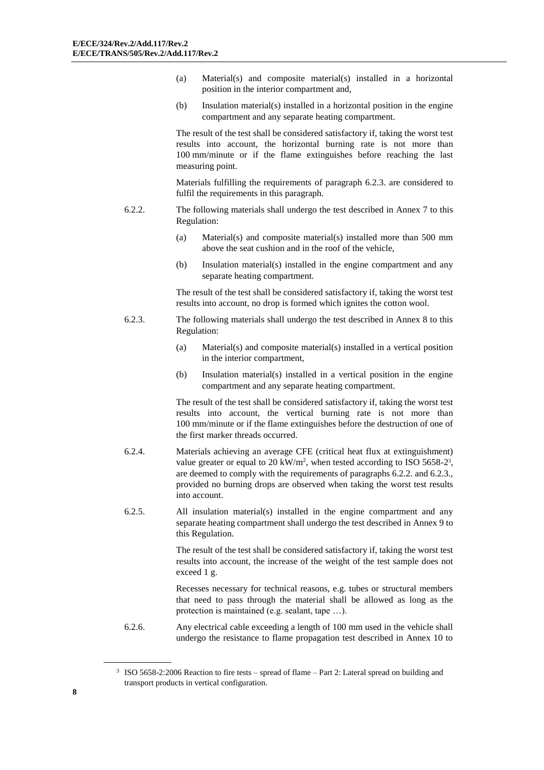(a) Material(s) and composite material(s) installed in a horizontal position in the interior compartment and,

(b) Insulation material(s) installed in a horizontal position in the engine compartment and any separate heating compartment.

The result of the test shall be considered satisfactory if, taking the worst test results into account, the horizontal burning rate is not more than 100 mm/minute or if the flame extinguishes before reaching the last measuring point.

Materials fulfilling the requirements of paragraph 6.2.3. are considered to fulfil the requirements in this paragraph.

6.2.2. The following materials shall undergo the test described in Annex 7 to this Regulation:

(a) Material(s) and composite material(s) installed more than 500 mm above the seat cushion and in the roof of the vehicle,

(b) Insulation material(s) installed in the engine compartment and any separate heating compartment.

The result of the test shall be considered satisfactory if, taking the worst test results into account, no drop is formed which ignites the cotton wool.

6.2.3. The following materials shall undergo the test described in Annex 8 to this Regulation:

(a) Material(s) and composite material(s) installed in a vertical position in the interior compartment,

(b) Insulation material(s) installed in a vertical position in the engine compartment and any separate heating compartment.

The result of the test shall be considered satisfactory if, taking the worst test results into account, the vertical burning rate is not more than 100 mm/minute or if the flame extinguishes before the destruction of one of the first marker threads occurred.

6.2.4. Materials achieving an average CFE (critical heat flux at extinguishment) value greater or equal to 20 kW/m$^2$, when tested according to ISO 5658-2[3], are deemed to comply with the requirements of paragraphs 6.2.2. and 6.2.3., provided no burning drops are observed when taking the worst test results into account.

6.2.5. All insulation material(s) installed in the engine compartment and any separate heating compartment shall undergo the test described in Annex 9 to this Regulation.

The result of the test shall be considered satisfactory if, taking the worst test results into account, the increase of the weight of the test sample does not exceed 1 g.

Recesses necessary for technical reasons, e.g. tubes or structural members that need to pass through the material shall be allowed as long as the protection is maintained (e.g. sealant, tape …).

6.2.6. Any electrical cable exceeding a length of 100 mm used in the vehicle shall undergo the resistance to flame propagation test described in Annex 10 to

---

[3] ISO 5658-2:2006 Reaction to fire tests – spread of flame – Part 2: Lateral spread on building and transport products in vertical configuration.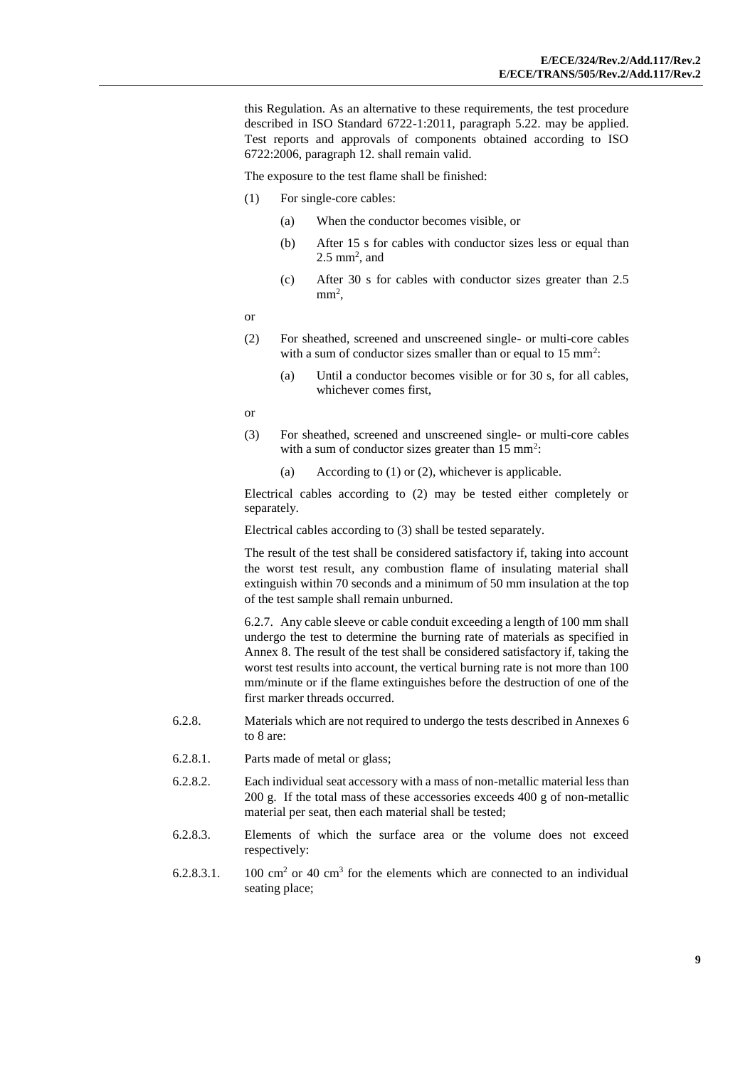this Regulation. As an alternative to these requirements, the test procedure described in ISO Standard 6722-1:2011, paragraph 5.22. may be applied. Test reports and approvals of components obtained according to ISO 6722:2006, paragraph 12. shall remain valid.

The exposure to the test flame shall be finished:

(1) For single-core cables:

  (a) When the conductor becomes visible, or

  (b) After 15 s for cables with conductor sizes less or equal than 2.5 $mm^2$, and

  (c) After 30 s for cables with conductor sizes greater than 2.5 $mm^2$,

or

(2) For sheathed, screened and unscreened single- or multi-core cables with a sum of conductor sizes smaller than or equal to 15 $mm^2$:

  (a) Until a conductor becomes visible or for 30 s, for all cables, whichever comes first,

or

(3) For sheathed, screened and unscreened single- or multi-core cables with a sum of conductor sizes greater than 15 $mm^2$:

  (a) According to (1) or (2), whichever is applicable.

Electrical cables according to (2) may be tested either completely or separately.

Electrical cables according to (3) shall be tested separately.

The result of the test shall be considered satisfactory if, taking into account the worst test result, any combustion flame of insulating material shall extinguish within 70 seconds and a minimum of 50 mm insulation at the top of the test sample shall remain unburned.

6.2.7. Any cable sleeve or cable conduit exceeding a length of 100 mm shall undergo the test to determine the burning rate of materials as specified in Annex 8. The result of the test shall be considered satisfactory if, taking the worst test results into account, the vertical burning rate is not more than 100 mm/minute or if the flame extinguishes before the destruction of one of the first marker threads occurred.

6.2.8. Materials which are not required to undergo the tests described in Annexes 6 to 8 are:

6.2.8.1. Parts made of metal or glass;

6.2.8.2. Each individual seat accessory with a mass of non-metallic material less than 200 g. If the total mass of these accessories exceeds 400 g of non-metallic material per seat, then each material shall be tested;

6.2.8.3. Elements of which the surface area or the volume does not exceed respectively:

6.2.8.3.1. 100 $cm^2$ or 40 $cm^3$ for the elements which are connected to an individual seating place;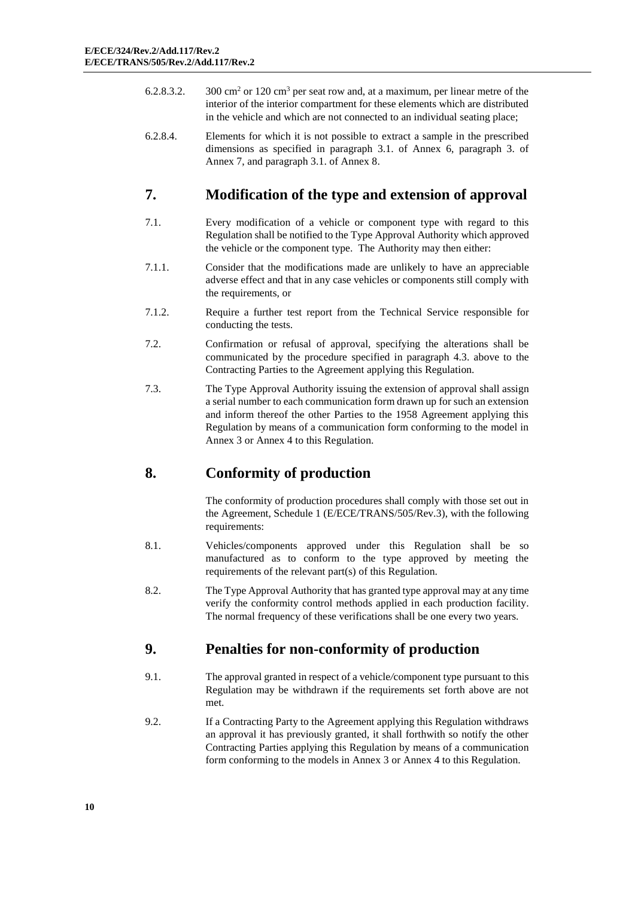6.2.8.3.2. 300 $cm^2$ or 120 $cm^3$ per seat row and, at a maximum, per linear metre of the interior of the interior compartment for these elements which are distributed in the vehicle and which are not connected to an individual seating place;

6.2.8.4. Elements for which it is not possible to extract a sample in the prescribed dimensions as specified in paragraph 3.1. of Annex 6, paragraph 3. of Annex 7, and paragraph 3.1. of Annex 8.

## 7. Modification of the type and extension of approval

7.1. Every modification of a vehicle or component type with regard to this Regulation shall be notified to the Type Approval Authority which approved the vehicle or the component type. The Authority may then either:

7.1.1. Consider that the modifications made are unlikely to have an appreciable adverse effect and that in any case vehicles or components still comply with the requirements, or

7.1.2. Require a further test report from the Technical Service responsible for conducting the tests.

7.2. Confirmation or refusal of approval, specifying the alterations shall be communicated by the procedure specified in paragraph 4.3. above to the Contracting Parties to the Agreement applying this Regulation.

7.3. The Type Approval Authority issuing the extension of approval shall assign a serial number to each communication form drawn up for such an extension and inform thereof the other Parties to the 1958 Agreement applying this Regulation by means of a communication form conforming to the model in Annex 3 or Annex 4 to this Regulation.

## 8. Conformity of production

The conformity of production procedures shall comply with those set out in the Agreement, Schedule 1 (E/ECE/TRANS/505/Rev.3), with the following requirements:

8.1. Vehicles/components approved under this Regulation shall be so manufactured as to conform to the type approved by meeting the requirements of the relevant part(s) of this Regulation.

8.2. The Type Approval Authority that has granted type approval may at any time verify the conformity control methods applied in each production facility. The normal frequency of these verifications shall be one every two years.

## 9. Penalties for non-conformity of production

9.1. The approval granted in respect of a vehicle/component type pursuant to this Regulation may be withdrawn if the requirements set forth above are not met.

9.2. If a Contracting Party to the Agreement applying this Regulation withdraws an approval it has previously granted, it shall forthwith so notify the other Contracting Parties applying this Regulation by means of a communication form conforming to the models in Annex 3 or Annex 4 to this Regulation.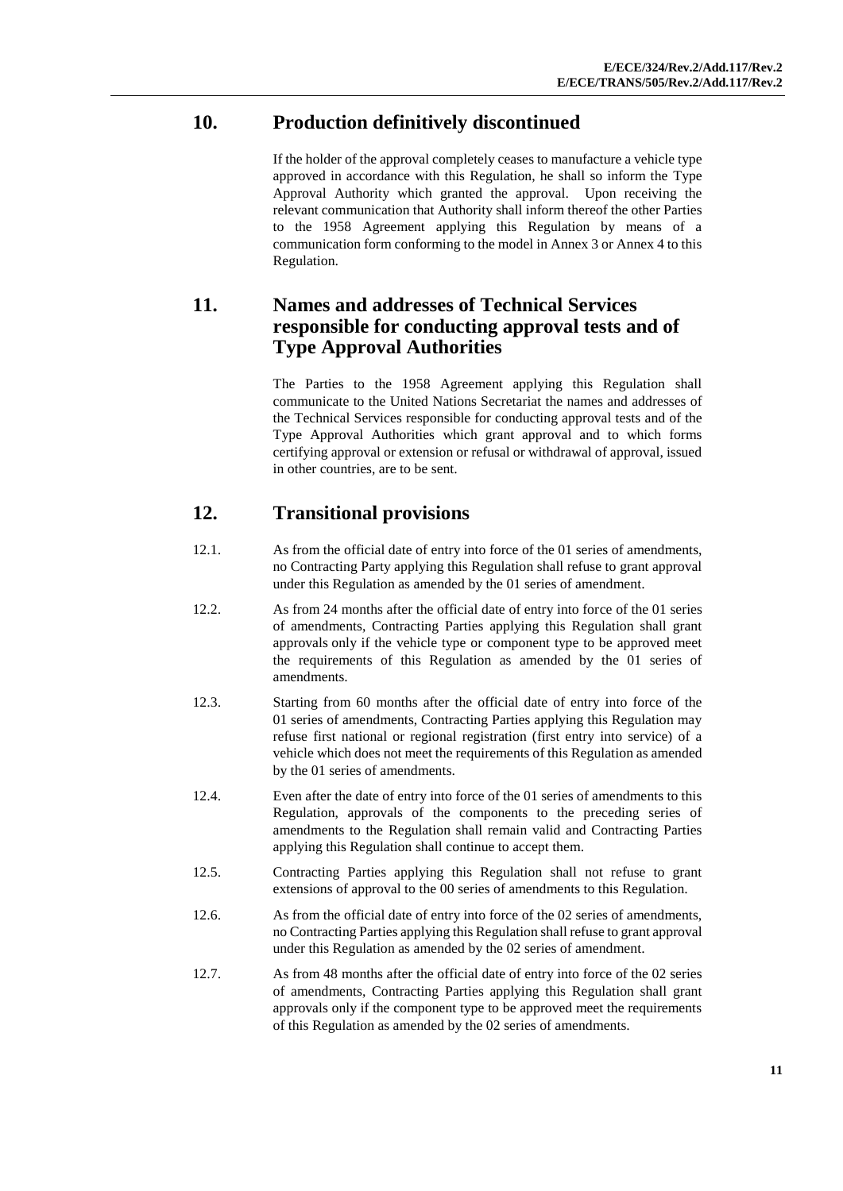## 10. Production definitively discontinued

If the holder of the approval completely ceases to manufacture a vehicle type approved in accordance with this Regulation, he shall so inform the Type Approval Authority which granted the approval. Upon receiving the relevant communication that Authority shall inform thereof the other Parties to the 1958 Agreement applying this Regulation by means of a communication form conforming to the model in Annex 3 or Annex 4 to this Regulation.

## 11. Names and addresses of Technical Services responsible for conducting approval tests and of Type Approval Authorities

The Parties to the 1958 Agreement applying this Regulation shall communicate to the United Nations Secretariat the names and addresses of the Technical Services responsible for conducting approval tests and of the Type Approval Authorities which grant approval and to which forms certifying approval or extension or refusal or withdrawal of approval, issued in other countries, are to be sent.

## 12. Transitional provisions

12.1. As from the official date of entry into force of the 01 series of amendments, no Contracting Party applying this Regulation shall refuse to grant approval under this Regulation as amended by the 01 series of amendment.

12.2. As from 24 months after the official date of entry into force of the 01 series of amendments, Contracting Parties applying this Regulation shall grant approvals only if the vehicle type or component type to be approved meet the requirements of this Regulation as amended by the 01 series of amendments.

12.3. Starting from 60 months after the official date of entry into force of the 01 series of amendments, Contracting Parties applying this Regulation may refuse first national or regional registration (first entry into service) of a vehicle which does not meet the requirements of this Regulation as amended by the 01 series of amendments.

12.4. Even after the date of entry into force of the 01 series of amendments to this Regulation, approvals of the components to the preceding series of amendments to the Regulation shall remain valid and Contracting Parties applying this Regulation shall continue to accept them.

12.5. Contracting Parties applying this Regulation shall not refuse to grant extensions of approval to the 00 series of amendments to this Regulation.

12.6. As from the official date of entry into force of the 02 series of amendments, no Contracting Parties applying this Regulation shall refuse to grant approval under this Regulation as amended by the 02 series of amendment.

12.7. As from 48 months after the official date of entry into force of the 02 series of amendments, Contracting Parties applying this Regulation shall grant approvals only if the component type to be approved meet the requirements of this Regulation as amended by the 02 series of amendments.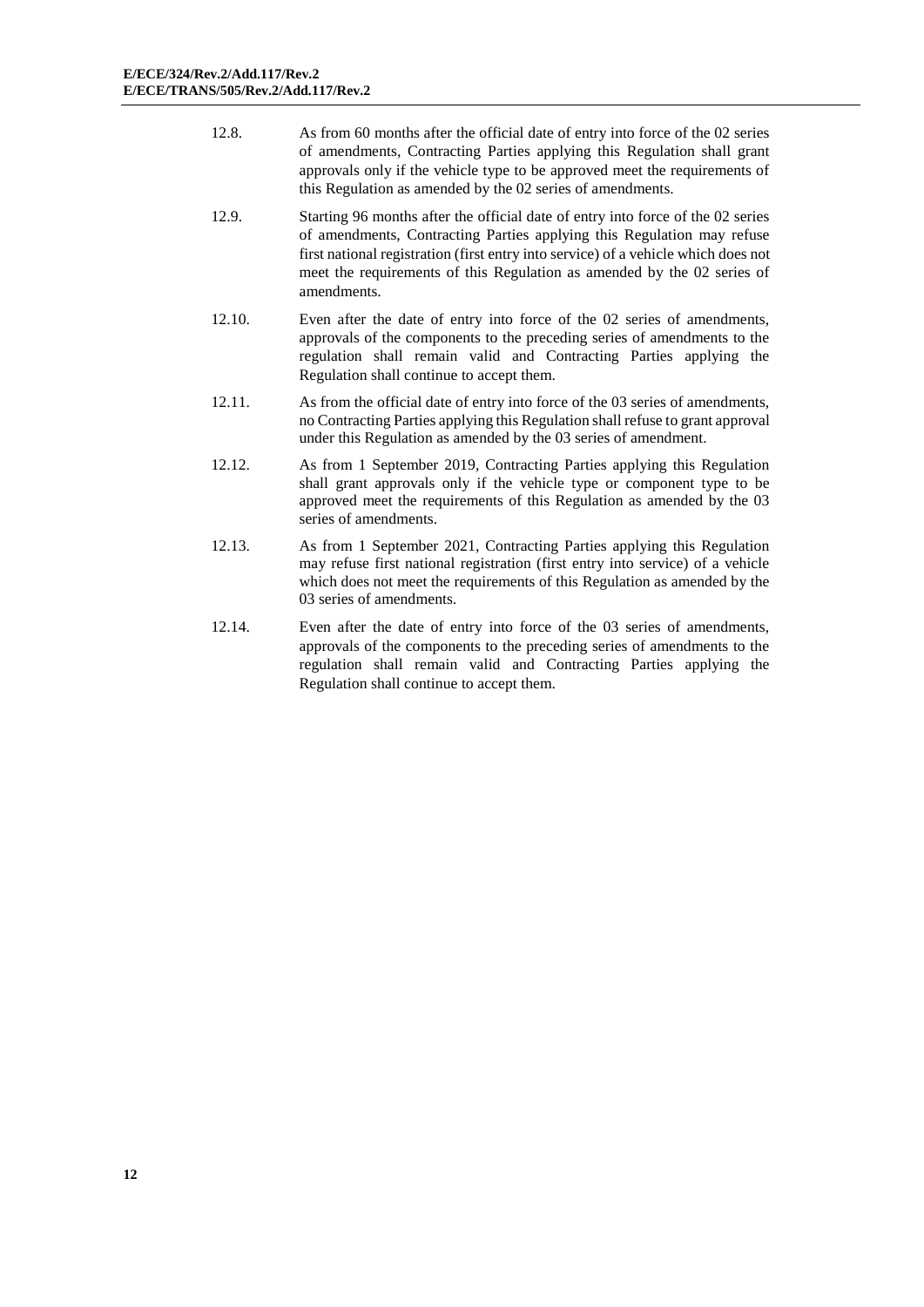12.8. As from 60 months after the official date of entry into force of the 02 series of amendments, Contracting Parties applying this Regulation shall grant approvals only if the vehicle type to be approved meet the requirements of this Regulation as amended by the 02 series of amendments.

12.9. Starting 96 months after the official date of entry into force of the 02 series of amendments, Contracting Parties applying this Regulation may refuse first national registration (first entry into service) of a vehicle which does not meet the requirements of this Regulation as amended by the 02 series of amendments.

12.10. Even after the date of entry into force of the 02 series of amendments, approvals of the components to the preceding series of amendments to the regulation shall remain valid and Contracting Parties applying the Regulation shall continue to accept them.

12.11. As from the official date of entry into force of the 03 series of amendments, no Contracting Parties applying this Regulation shall refuse to grant approval under this Regulation as amended by the 03 series of amendment.

12.12. As from 1 September 2019, Contracting Parties applying this Regulation shall grant approvals only if the vehicle type or component type to be approved meet the requirements of this Regulation as amended by the 03 series of amendments.

12.13. As from 1 September 2021, Contracting Parties applying this Regulation may refuse first national registration (first entry into service) of a vehicle which does not meet the requirements of this Regulation as amended by the 03 series of amendments.

12.14. Even after the date of entry into force of the 03 series of amendments, approvals of the components to the preceding series of amendments to the regulation shall remain valid and Contracting Parties applying the Regulation shall continue to accept them.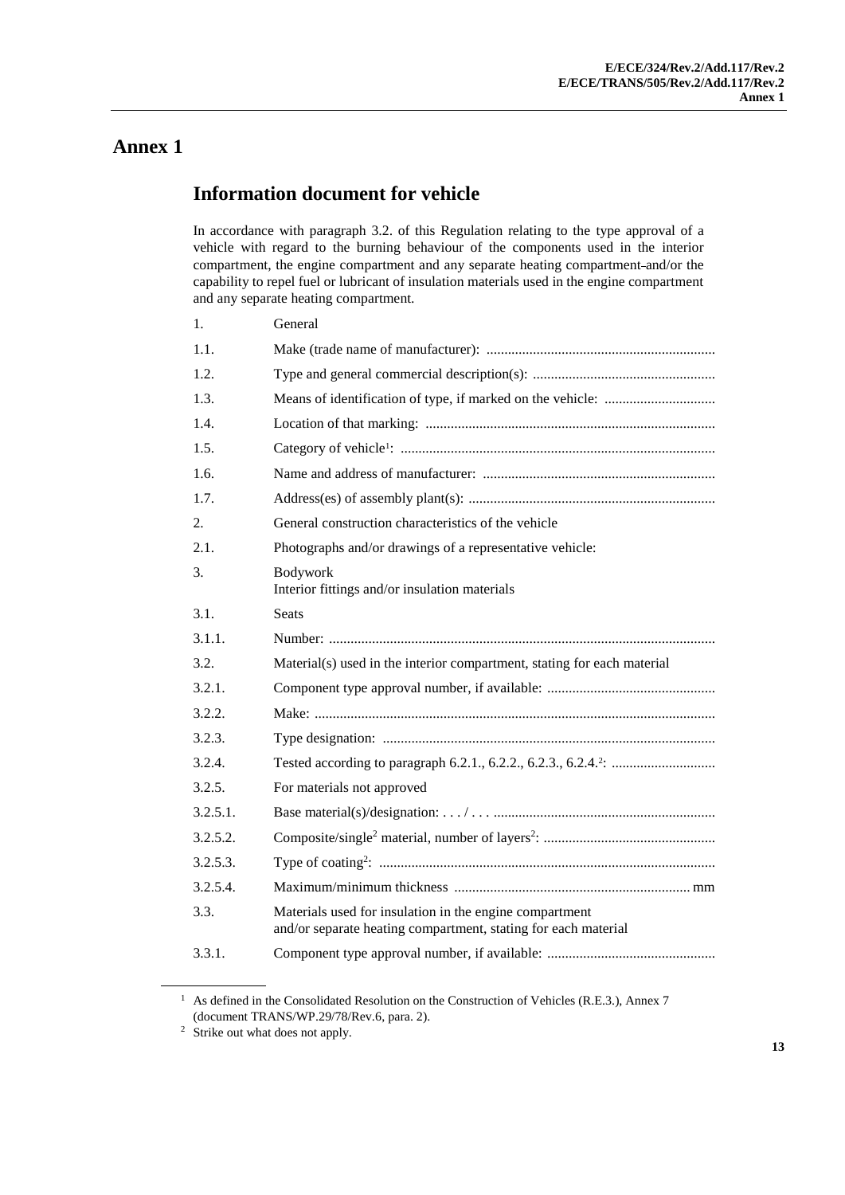# Annex 1

## Information document for vehicle

In accordance with paragraph 3.2. of this Regulation relating to the type approval of a vehicle with regard to the burning behaviour of the components used in the interior compartment, the engine compartment and any separate heating compartment and/or the capability to repel fuel or lubricant of insulation materials used in the engine compartment and any separate heating compartment.

| | |
|---|---|
| 1. | General |
| 1.1. | Make (trade name of manufacturer): ............................................................... |
| 1.2. | Type and general commercial description(s): .................................................. |
| 1.3. | Means of identification of type, if marked on the vehicle: .............................. |
| 1.4. | Location of that marking: ................................................................................ |
| 1.5. | Category of vehicle[1]: ....................................................................................... |
| 1.6. | Name and address of manufacturer: ................................................................ |
| 1.7. | Address(es) of assembly plant(s): .................................................................... |
| 2. | General construction characteristics of the vehicle |
| 2.1. | Photographs and/or drawings of a representative vehicle: |
| 3. | Bodywork<br>Interior fittings and/or insulation materials |
| 3.1. | Seats |
| 3.1.1. | Number: .......................................................................................................... |
| 3.2. | Material(s) used in the interior compartment, stating for each material |
| 3.2.1. | Component type approval number, if available: .............................................. |
| 3.2.2. | Make: .............................................................................................................. |
| 3.2.3. | Type designation: ........................................................................................... |
| 3.2.4. | Tested according to paragraph 6.2.1., 6.2.2., 6.2.3., 6.2.4.[2]: ............................ |
| 3.2.5. | For materials not approved |
| 3.2.5.1. | Base material(s)/designation: . . . / . . . ............................................................ |
| 3.2.5.2. | Composite/single[2] material, number of layers[2]: ............................................... |
| 3.2.5.3. | Type of coating[2]: ............................................................................................ |
| 3.2.5.4. | Maximum/minimum thickness ................................................................. mm |
| 3.3. | Materials used for insulation in the engine compartment<br>and/or separate heating compartment, stating for each material |
| 3.3.1. | Component type approval number, if available: .............................................. |

[1] As defined in the Consolidated Resolution on the Construction of Vehicles (R.E.3.), Annex 7 (document TRANS/WP.29/78/Rev.6, para. 2).

[2] Strike out what does not apply.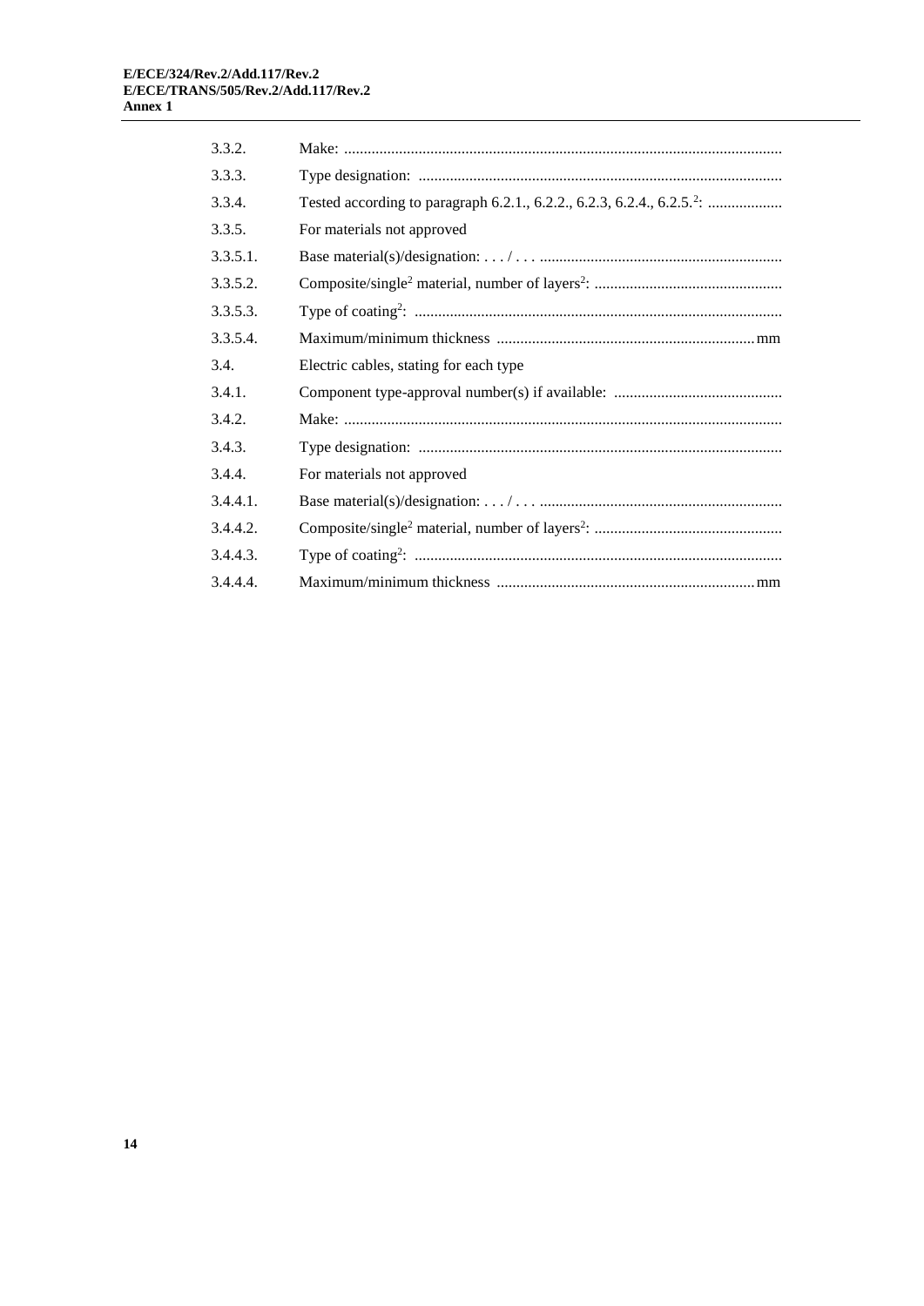3.3.2. Make: ...............................................................................................................

3.3.3. Type designation: ............................................................................................

3.3.4. Tested according to paragraph 6.2.1., 6.2.2., 6.2.3, 6.2.4., 6.2.5.[2]: ...................

3.3.5. For materials not approved

3.3.5.1. Base material(s)/designation: . . . / . . . .............................................................

3.3.5.2. Composite/single[2] material, number of layers[2]: ................................................

3.3.5.3. Type of coating[2]: .............................................................................................

3.3.5.4. Maximum/minimum thickness .................................................................. mm

3.4. Electric cables, stating for each type

3.4.1. Component type-approval number(s) if available: ...........................................

3.4.2. Make: ...............................................................................................................

3.4.3. Type designation: ............................................................................................

3.4.4. For materials not approved

3.4.4.1. Base material(s)/designation: . . . / . . . .............................................................

3.4.4.2. Composite/single[2] material, number of layers[2]: ................................................

3.4.4.3. Type of coating[2]: .............................................................................................

3.4.4.4. Maximum/minimum thickness .................................................................. mm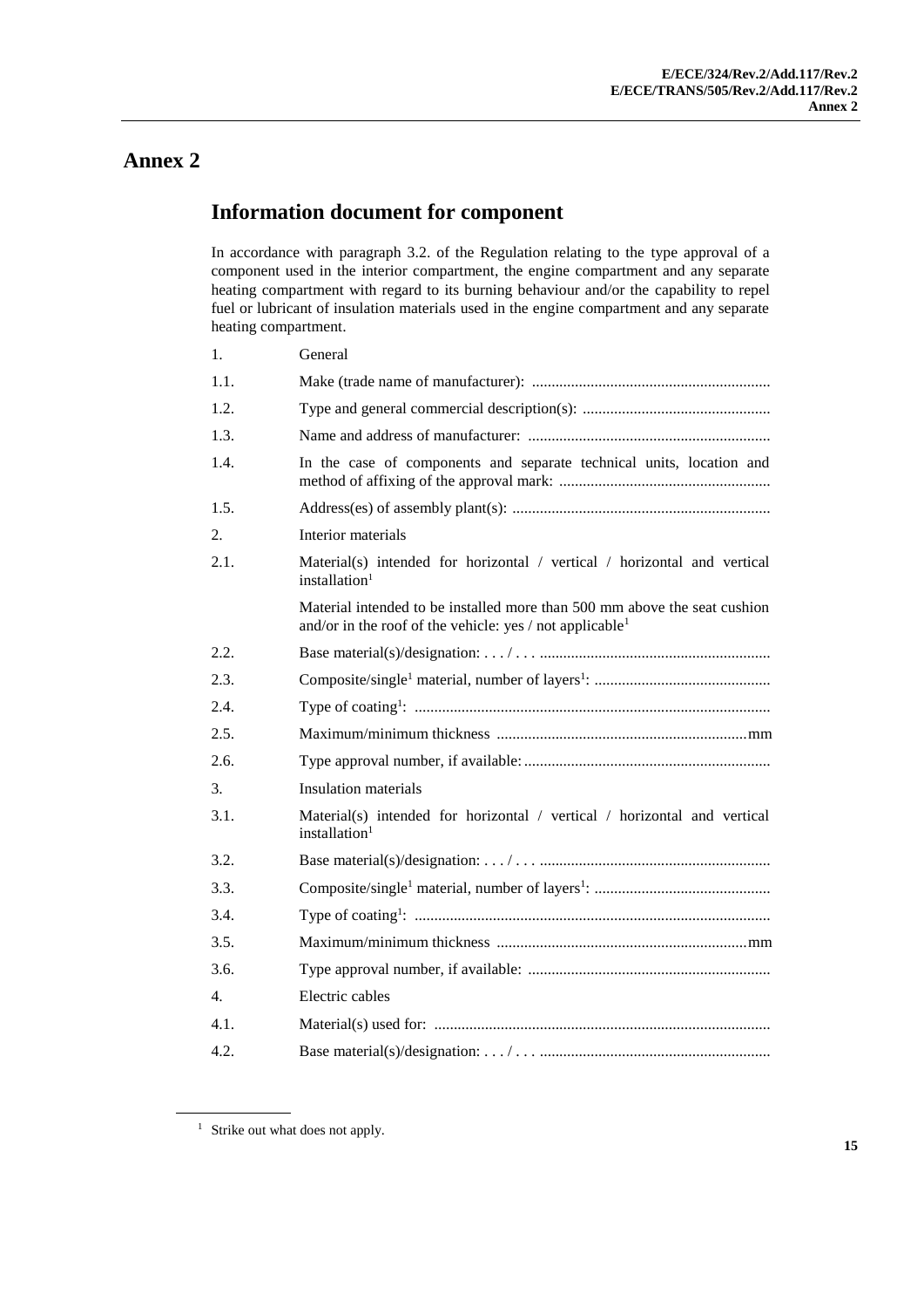# Annex 2

## Information document for component

In accordance with paragraph 3.2. of the Regulation relating to the type approval of a component used in the interior compartment, the engine compartment and any separate heating compartment with regard to its burning behaviour and/or the capability to repel fuel or lubricant of insulation materials used in the engine compartment and any separate heating compartment.

1. General

1.1. Make (trade name of manufacturer): ............................................................

1.2. Type and general commercial description(s): ................................................

1.3. Name and address of manufacturer: .............................................................

1.4. In the case of components and separate technical units, location and method of affixing of the approval mark: ......................................................

1.5. Address(es) of assembly plant(s): .................................................................

2. Interior materials

2.1. Material(s) intended for horizontal / vertical / horizontal and vertical installation[1]

Material intended to be installed more than 500 mm above the seat cushion and/or in the roof of the vehicle: yes / not applicable[1]

2.2. Base material(s)/designation: . . . / . . . ..........................................................

2.3. Composite/single[1] material, number of layers[1]: ............................................

2.4. Type of coating[1]: .........................................................................................

2.5. Maximum/minimum thickness ................................................................mm

2.6. Type approval number, if available: ..............................................................

3. Insulation materials

3.1. Material(s) intended for horizontal / vertical / horizontal and vertical installation[1]

3.2. Base material(s)/designation: . . . / . . . ..........................................................

3.3. Composite/single[1] material, number of layers[1]: ............................................

3.4. Type of coating[1]: .........................................................................................

3.5. Maximum/minimum thickness ................................................................mm

3.6. Type approval number, if available: .............................................................

4. Electric cables

4.1. Material(s) used for: .....................................................................................

4.2. Base material(s)/designation: . . . / . . . ..........................................................

---

[1] Strike out what does not apply.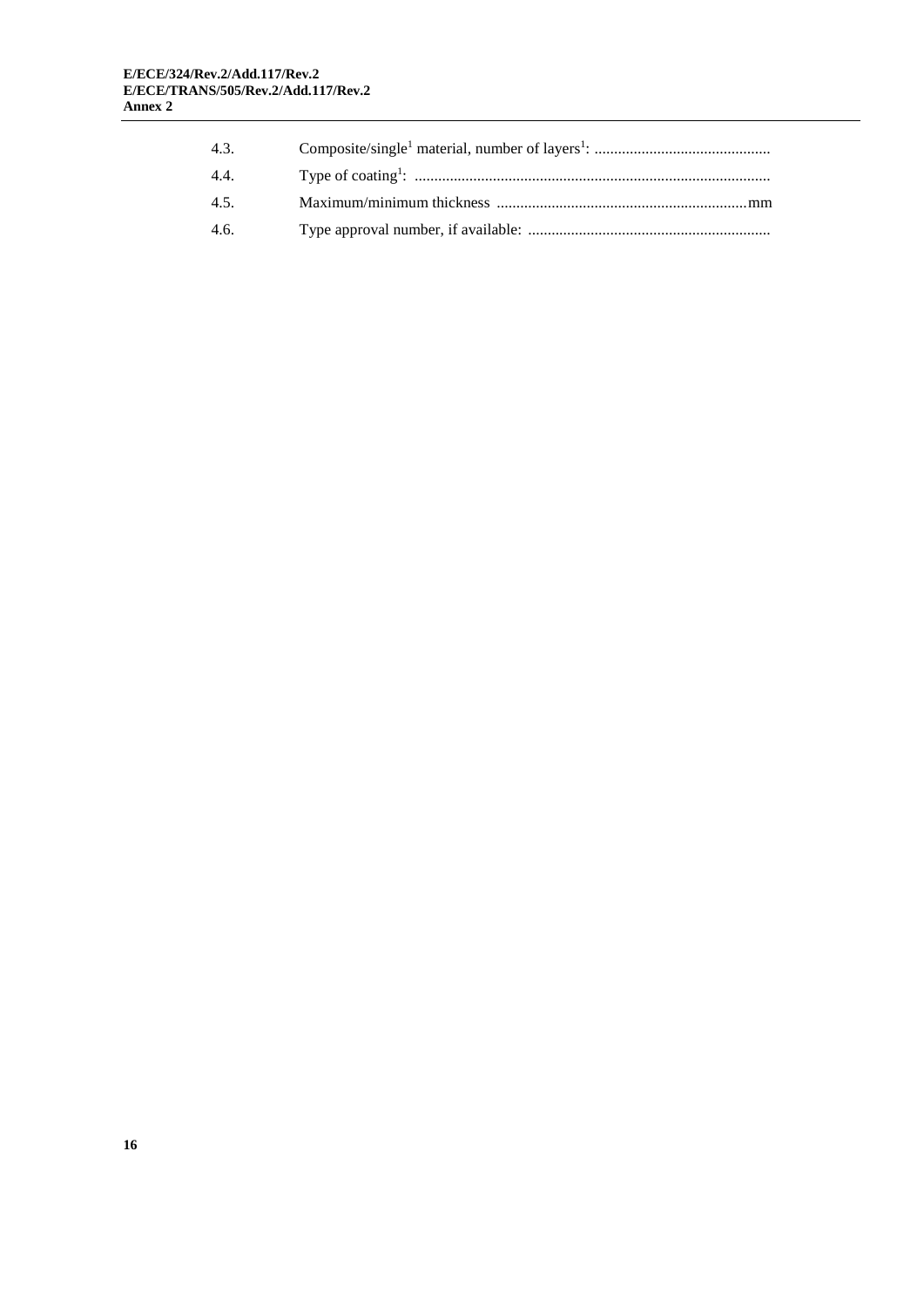4.3. Composite/single[1] material, number of layers[1]: ............................................

4.4. Type of coating[1]: ..........................................................................................

4.5. Maximum/minimum thickness ................................................................mm

4.6. Type approval number, if available: .............................................................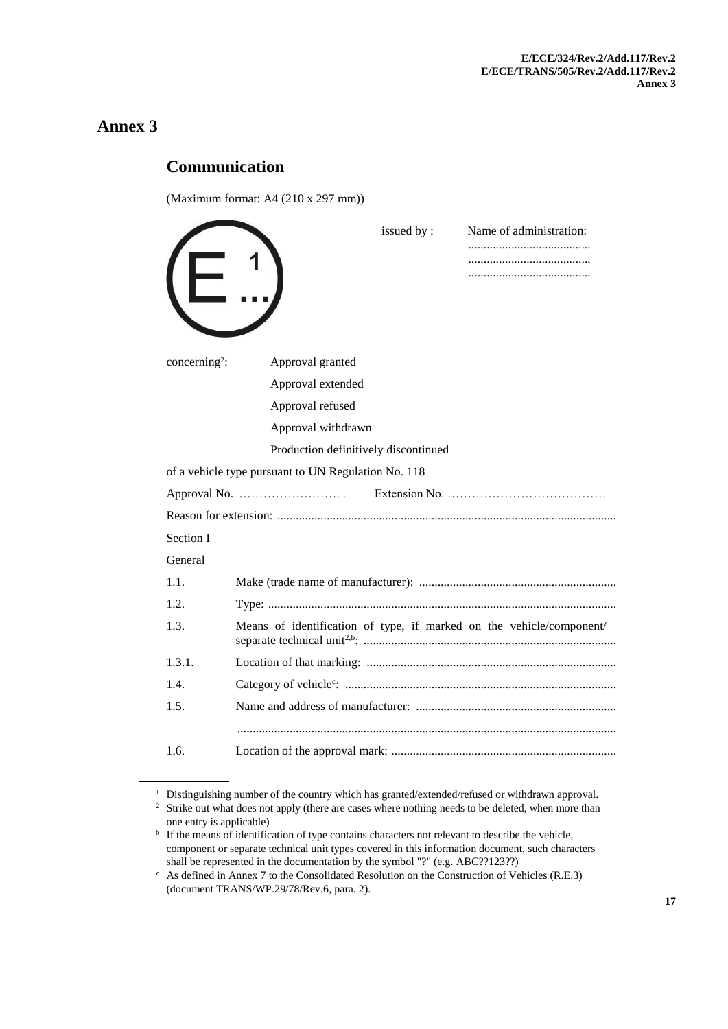# Annex 3

## Communication

(Maximum format: A4 (210 x 297 mm))

E 1 ...

issued by : Name of administration:
........................................
........................................
........................................

concerning[2]: Approval granted
Approval extended
Approval refused
Approval withdrawn
Production definitively discontinued

of a vehicle type pursuant to UN Regulation No. 118

Approval No. ……………………. . Extension No. …………………………………

Reason for extension: ............................................................................................................

Section I

General

1.1. Make (trade name of manufacturer): ...............................................................

1.2. Type: ...............................................................................................................

1.3. Means of identification of type, if marked on the vehicle/component/ separate technical unit[2,b]: .................................................................................

1.3.1. Location of that marking: ................................................................................

1.4. Category of vehicle[c]: .......................................................................................

1.5. Name and address of manufacturer: ................................................................
.........................................................................................................................

1.6. Location of the approval mark: ........................................................................

---

[1] Distinguishing number of the country which has granted/extended/refused or withdrawn approval.

[2] Strike out what does not apply (there are cases where nothing needs to be deleted, when more than one entry is applicable)

[b] If the means of identification of type contains characters not relevant to describe the vehicle, component or separate technical unit types covered in this information document, such characters shall be represented in the documentation by the symbol "?" (e.g. ABC??123??)

[c] As defined in Annex 7 to the Consolidated Resolution on the Construction of Vehicles (R.E.3) (document TRANS/WP.29/78/Rev.6, para. 2).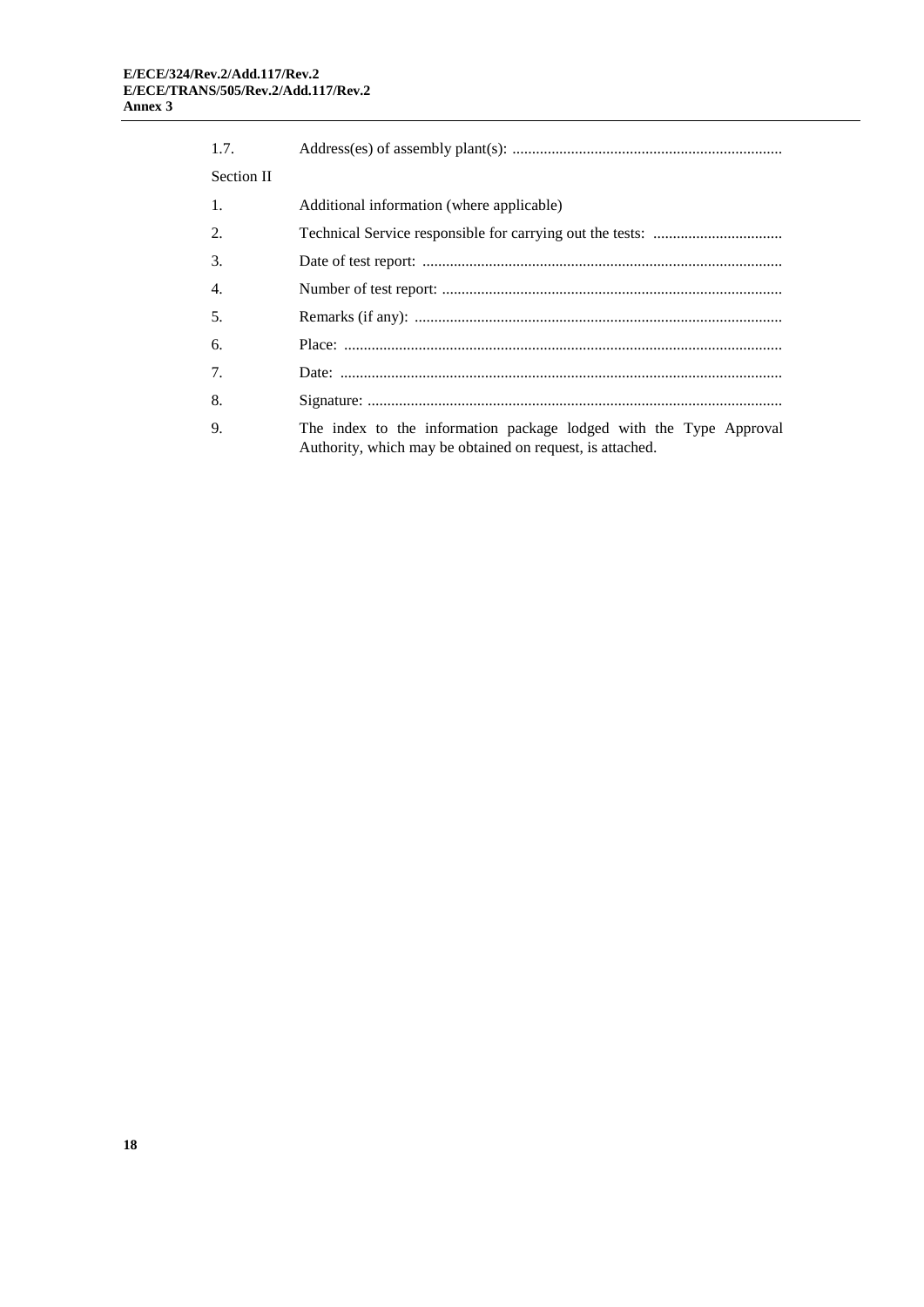1.7. Address(es) of assembly plant(s): ....................................................................

Section II

1. Additional information (where applicable)

2. Technical Service responsible for carrying out the tests: .................................

3. Date of test report: ...........................................................................................

4. Number of test report: .......................................................................................

5. Remarks (if any): .............................................................................................

6. Place: ...............................................................................................................

7. Date: ................................................................................................................

8. Signature: .........................................................................................................

9. The index to the information package lodged with the Type Approval Authority, which may be obtained on request, is attached.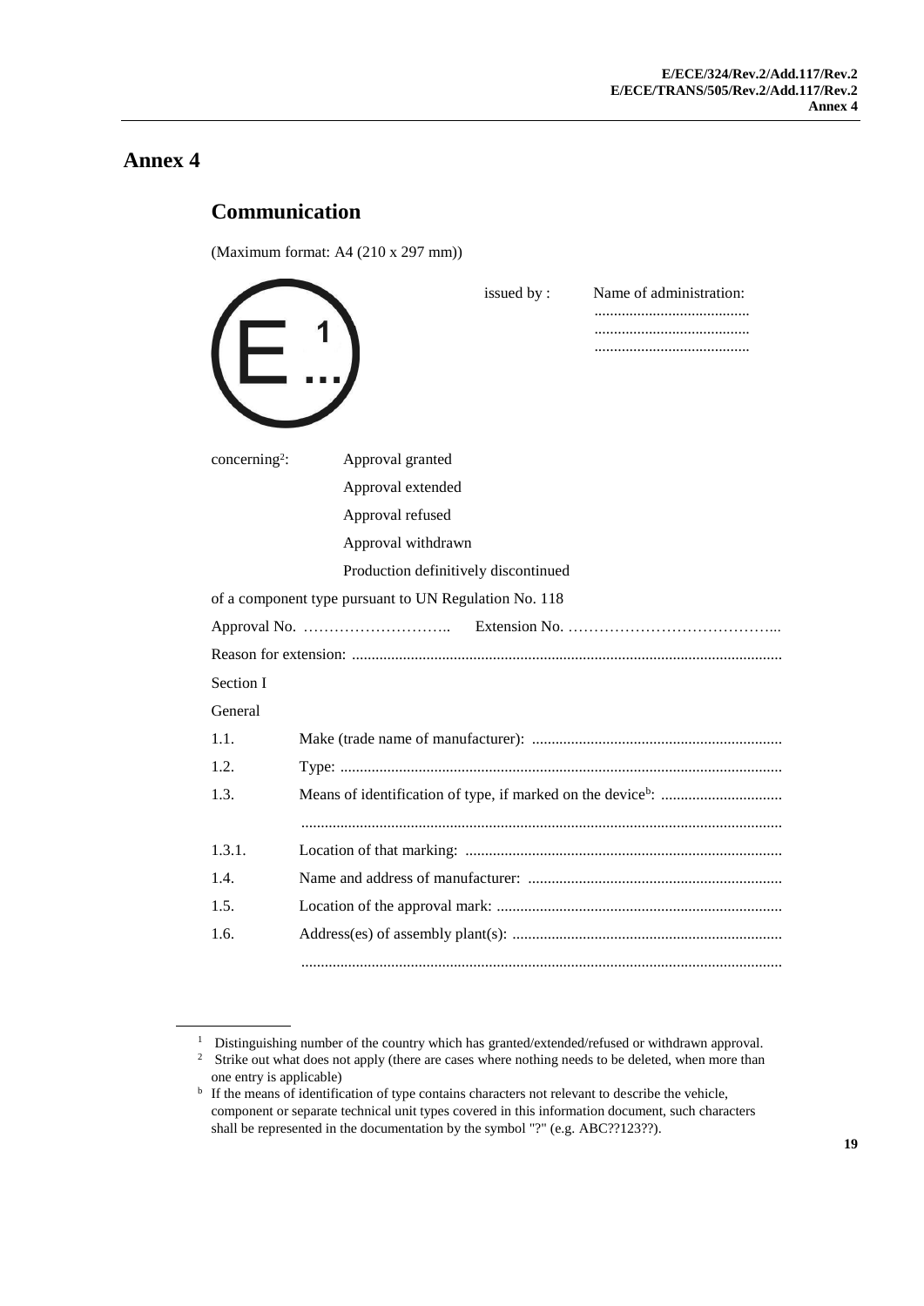# Annex 4

## Communication

(Maximum format: A4 (210 x 297 mm))

E 1 ...

issued by : Name of administration:
........................................
........................................
........................................

concerning[2]: Approval granted
Approval extended
Approval refused
Approval withdrawn
Production definitively discontinued

of a component type pursuant to UN Regulation No. 118

Approval No. ……………………….. Extension No. …………………………………...

Reason for extension: ............................................................................................................

Section I

General

1.1. Make (trade name of manufacturer): ...............................................................

1.2. Type: ...............................................................................................................

1.3. Means of identification of type, if marked on the device[b]: ..............................
.........................................................................................................................

1.3.1. Location of that marking: ................................................................................

1.4. Name and address of manufacturer: ................................................................

1.5. Location of the approval mark: ........................................................................

1.6. Address(es) of assembly plant(s): ....................................................................
.........................................................................................................................

---

[1] Distinguishing number of the country which has granted/extended/refused or withdrawn approval.

[2] Strike out what does not apply (there are cases where nothing needs to be deleted, when more than one entry is applicable)

[b] If the means of identification of type contains characters not relevant to describe the vehicle, component or separate technical unit types covered in this information document, such characters shall be represented in the documentation by the symbol "?" (e.g. ABC??123??).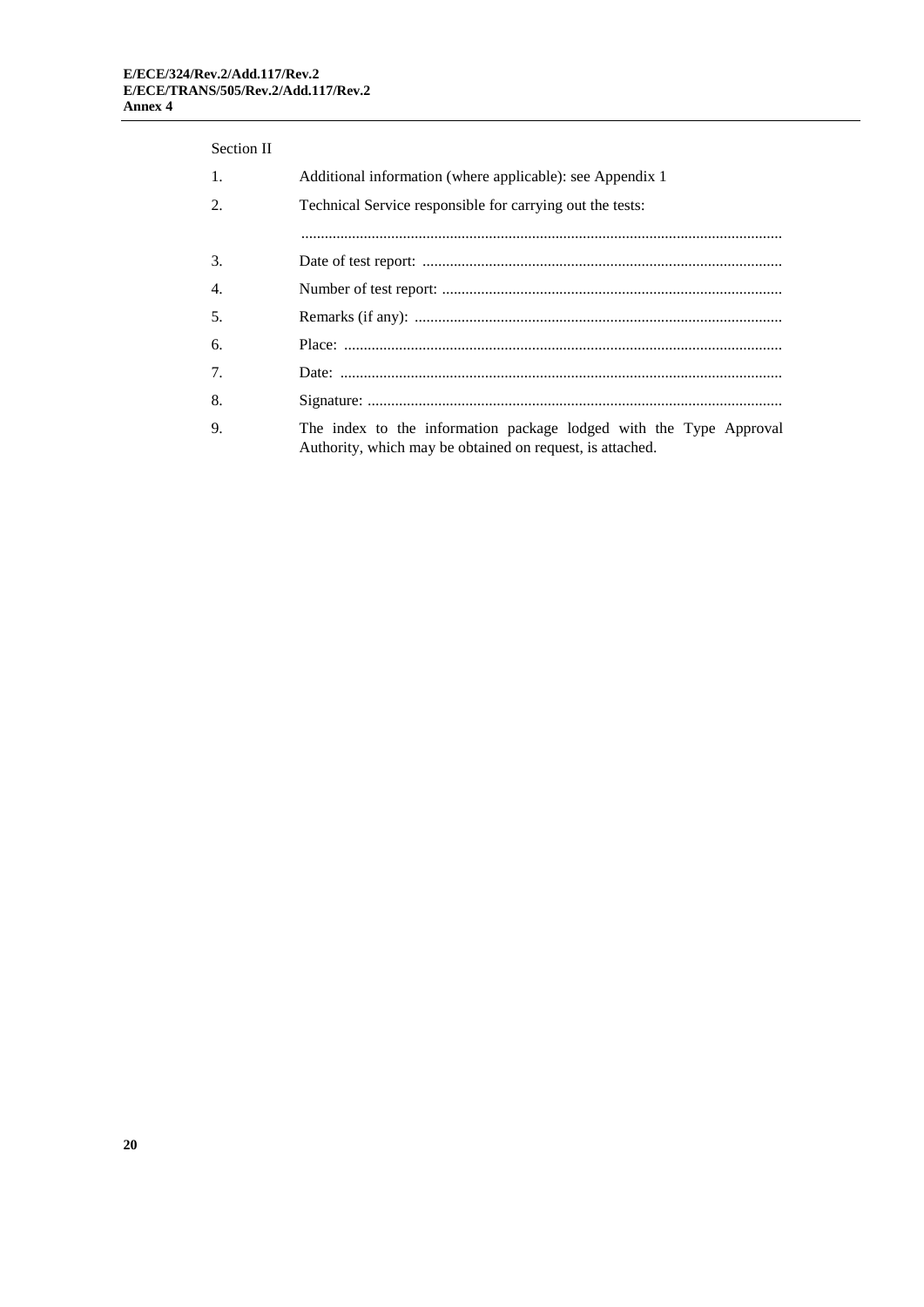Section II

1. Additional information (where applicable): see Appendix 1

2. Technical Service responsible for carrying out the tests:

   .........................................................................................................................

3. Date of test report: ...........................................................................................

4. Number of test report: ......................................................................................

5. Remarks (if any): .............................................................................................

6. Place: ...............................................................................................................

7. Date: ................................................................................................................

8. Signature: .........................................................................................................

9. The index to the information package lodged with the Type Approval Authority, which may be obtained on request, is attached.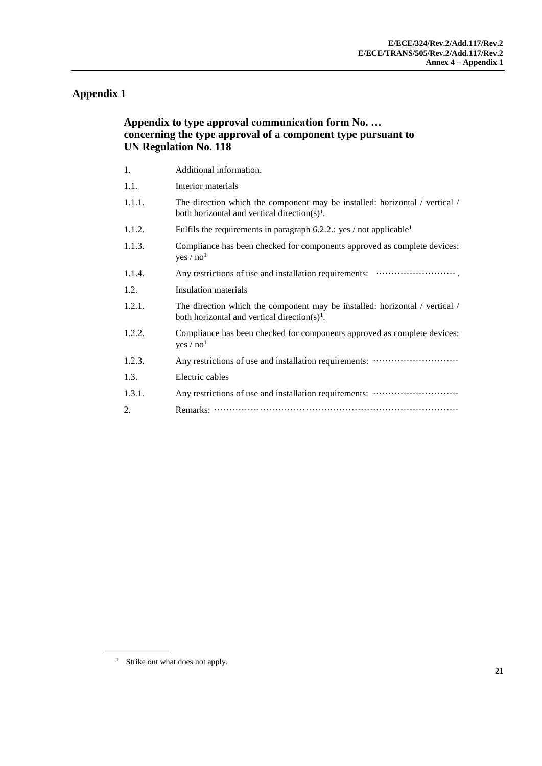## Appendix 1

### Appendix to type approval communication form No. … concerning the type approval of a component type pursuant to UN Regulation No. 118

1. Additional information.

1.1. Interior materials

1.1.1. The direction which the component may be installed: horizontal / vertical / both horizontal and vertical direction(s)[1].

1.1.2. Fulfils the requirements in paragraph 6.2.2.: yes / not applicable[1]

1.1.3. Compliance has been checked for components approved as complete devices: yes / no[1]

1.1.4. Any restrictions of use and installation requirements: ……………………… .

1.2. Insulation materials

1.2.1. The direction which the component may be installed: horizontal / vertical / both horizontal and vertical direction(s)[1].

1.2.2. Compliance has been checked for components approved as complete devices: yes / no[1]

1.2.3. Any restrictions of use and installation requirements: ………………………

1.3. Electric cables

1.3.1. Any restrictions of use and installation requirements: ………………………

2. Remarks: ……………………………………………………………………

[1] Strike out what does not apply.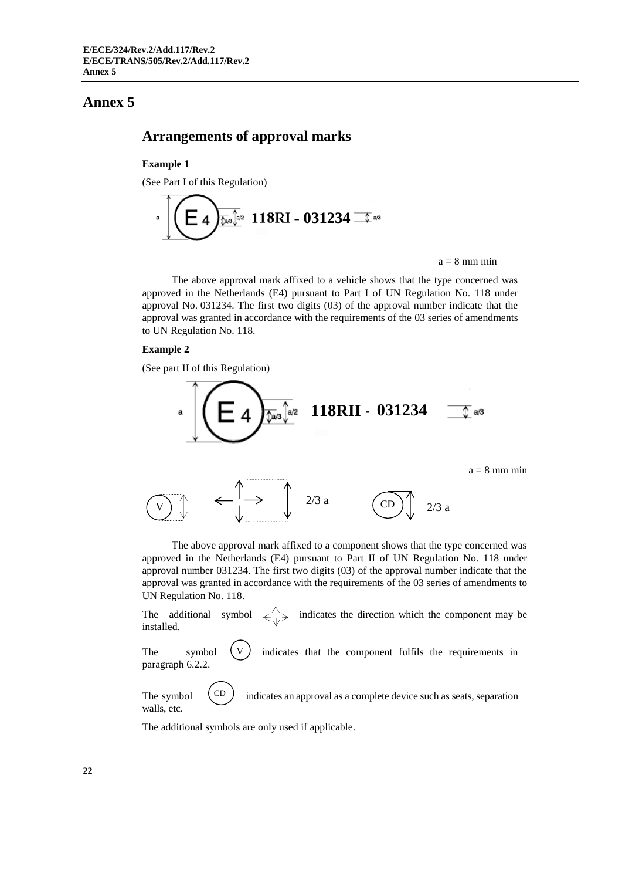# Annex 5

## Arrangements of approval marks

**Example 1**

(See Part I of this Regulation)

a E 4 a/3 a/2 **118RI - 031234** a/3

a = 8 mm min

The above approval mark affixed to a vehicle shows that the type concerned was approved in the Netherlands (E4) pursuant to Part I of UN Regulation No. 118 under approval No. 031234. The first two digits (03) of the approval number indicate that the approval was granted in accordance with the requirements of the 03 series of amendments to UN Regulation No. 118.

**Example 2**

(See part II of this Regulation)

a E 4 a/3 a/2 **118RII - 031234** a/3

a = 8 mm min

V   2/3 a   CD 2/3 a

The above approval mark affixed to a component shows that the type concerned was approved in the Netherlands (E4) pursuant to Part II of UN Regulation No. 118 under approval number 031234. The first two digits (03) of the approval number indicate that the approval was granted in accordance with the requirements of the 03 series of amendments to UN Regulation No. 118.

The additional symbol indicates the direction which the component may be installed.

The symbol (V) indicates that the component fulfils the requirements in paragraph 6.2.2.

The symbol (CD) indicates an approval as a complete device such as seats, separation walls, etc.

The additional symbols are only used if applicable.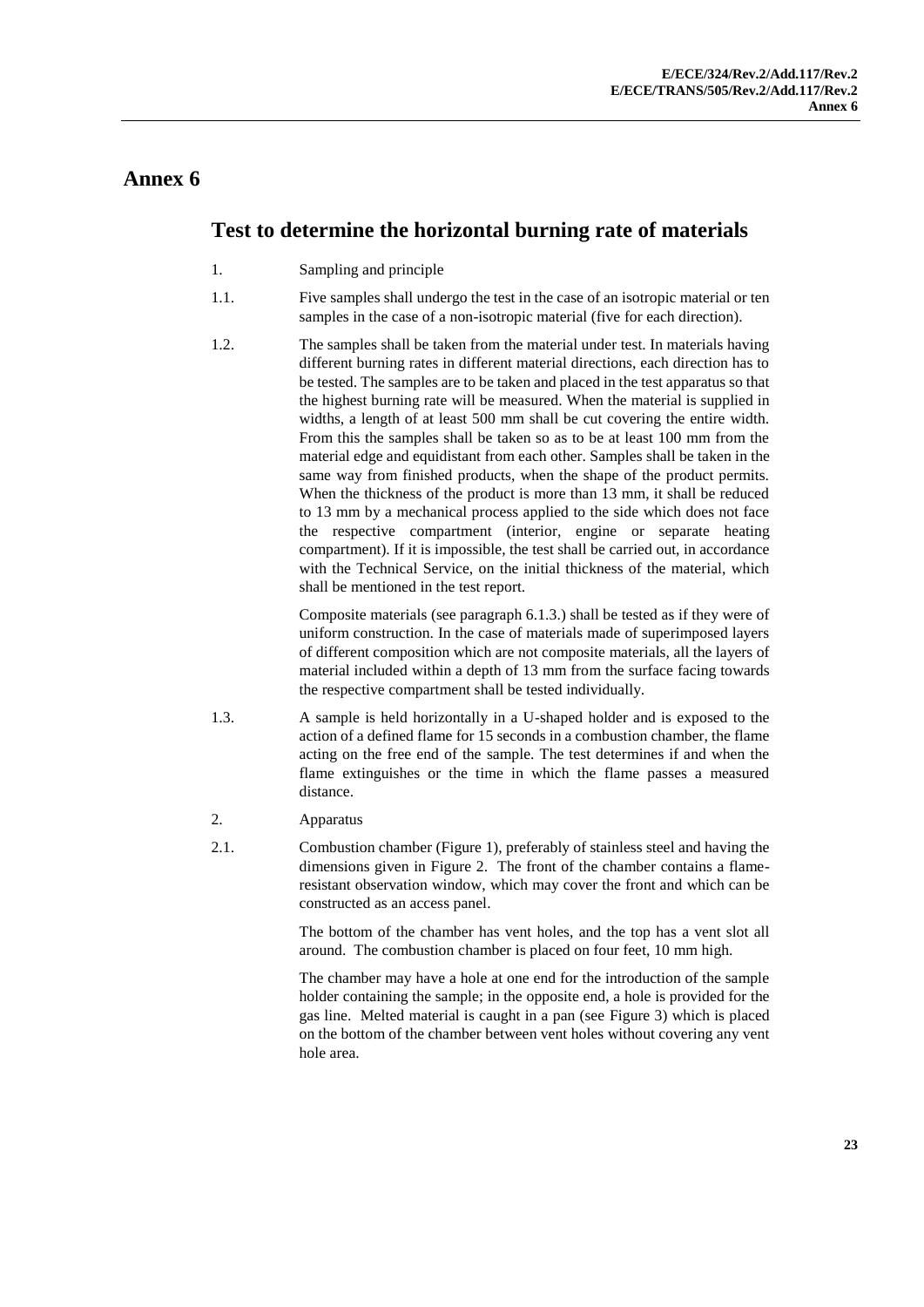# Annex 6

## Test to determine the horizontal burning rate of materials

1. Sampling and principle

1.1. Five samples shall undergo the test in the case of an isotropic material or ten samples in the case of a non-isotropic material (five for each direction).

1.2. The samples shall be taken from the material under test. In materials having different burning rates in different material directions, each direction has to be tested. The samples are to be taken and placed in the test apparatus so that the highest burning rate will be measured. When the material is supplied in widths, a length of at least 500 mm shall be cut covering the entire width. From this the samples shall be taken so as to be at least 100 mm from the material edge and equidistant from each other. Samples shall be taken in the same way from finished products, when the shape of the product permits. When the thickness of the product is more than 13 mm, it shall be reduced to 13 mm by a mechanical process applied to the side which does not face the respective compartment (interior, engine or separate heating compartment). If it is impossible, the test shall be carried out, in accordance with the Technical Service, on the initial thickness of the material, which shall be mentioned in the test report.

Composite materials (see paragraph 6.1.3.) shall be tested as if they were of uniform construction. In the case of materials made of superimposed layers of different composition which are not composite materials, all the layers of material included within a depth of 13 mm from the surface facing towards the respective compartment shall be tested individually.

1.3. A sample is held horizontally in a U-shaped holder and is exposed to the action of a defined flame for 15 seconds in a combustion chamber, the flame acting on the free end of the sample. The test determines if and when the flame extinguishes or the time in which the flame passes a measured distance.

2. Apparatus

2.1. Combustion chamber (Figure 1), preferably of stainless steel and having the dimensions given in Figure 2. The front of the chamber contains a flame-resistant observation window, which may cover the front and which can be constructed as an access panel.

The bottom of the chamber has vent holes, and the top has a vent slot all around. The combustion chamber is placed on four feet, 10 mm high.

The chamber may have a hole at one end for the introduction of the sample holder containing the sample; in the opposite end, a hole is provided for the gas line. Melted material is caught in a pan (see Figure 3) which is placed on the bottom of the chamber between vent holes without covering any vent hole area.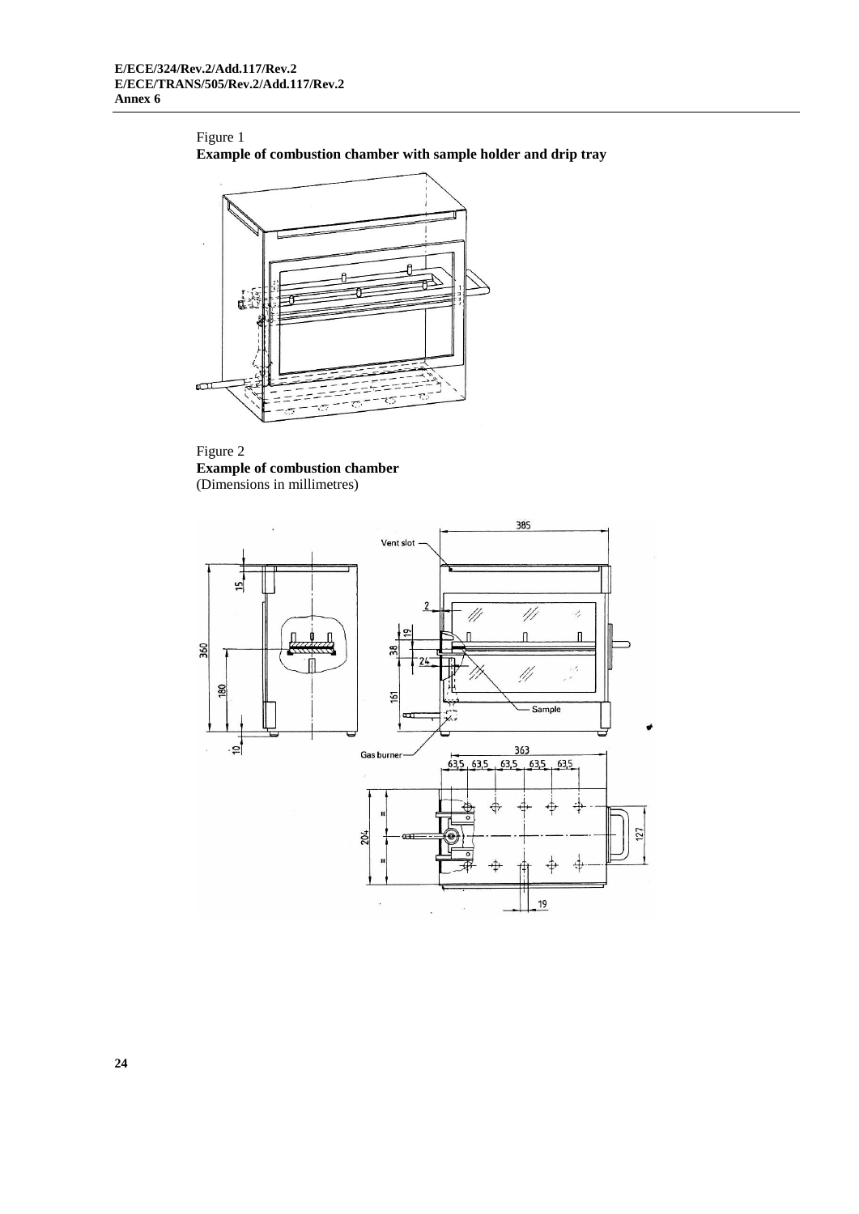Figure 1
**Example of combustion chamber with sample holder and drip tray**

Figure 2
**Example of combustion chamber**
(Dimensions in millimetres)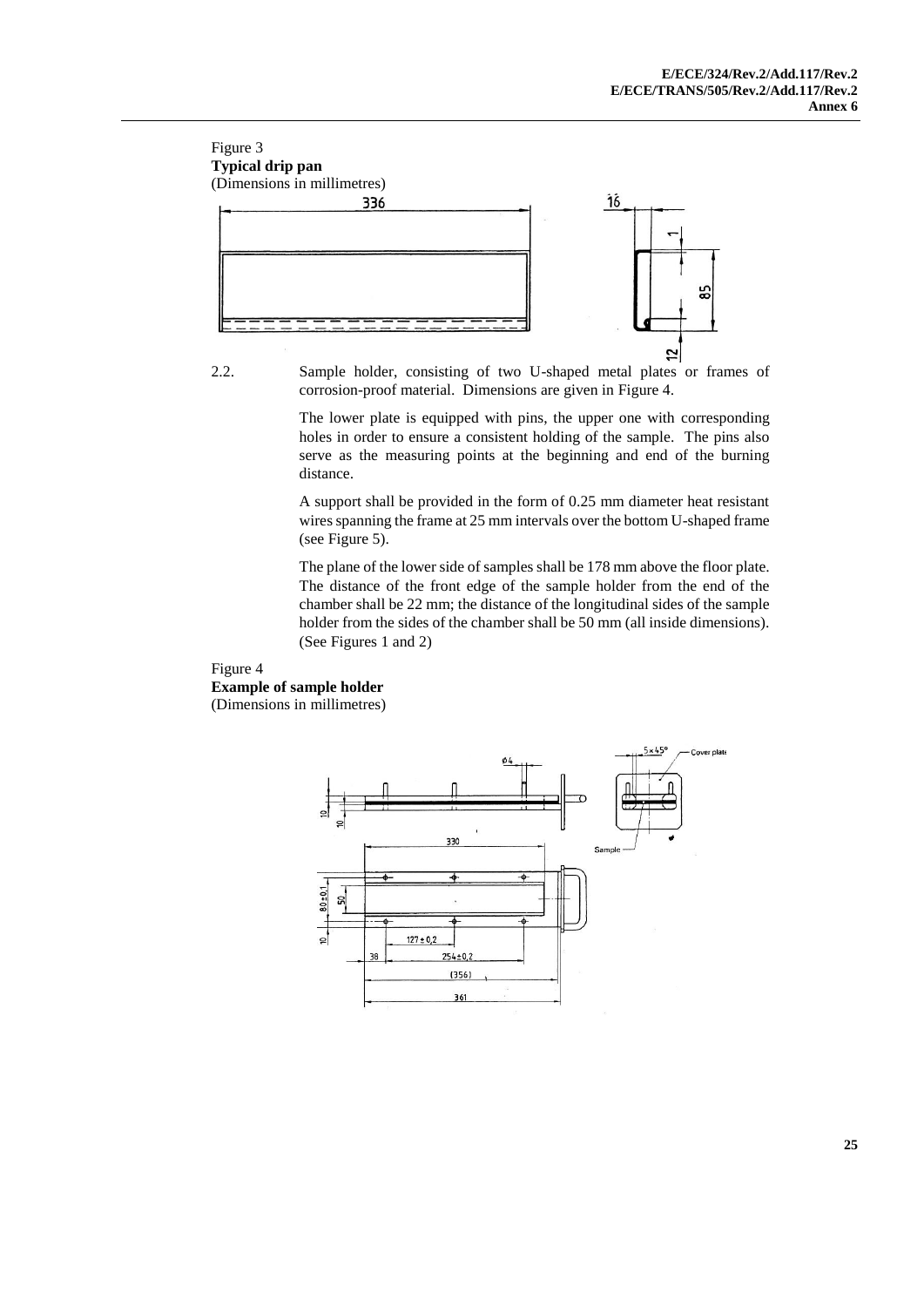Figure 3
**Typical drip pan**
(Dimensions in millimetres)

2.2. Sample holder, consisting of two U-shaped metal plates or frames of corrosion-proof material. Dimensions are given in Figure 4.

The lower plate is equipped with pins, the upper one with corresponding holes in order to ensure a consistent holding of the sample. The pins also serve as the measuring points at the beginning and end of the burning distance.

A support shall be provided in the form of 0.25 mm diameter heat resistant wires spanning the frame at 25 mm intervals over the bottom U-shaped frame (see Figure 5).

The plane of the lower side of samples shall be 178 mm above the floor plate. The distance of the front edge of the sample holder from the end of the chamber shall be 22 mm; the distance of the longitudinal sides of the sample holder from the sides of the chamber shall be 50 mm (all inside dimensions). (See Figures 1 and 2)

Figure 4
**Example of sample holder**
(Dimensions in millimetres)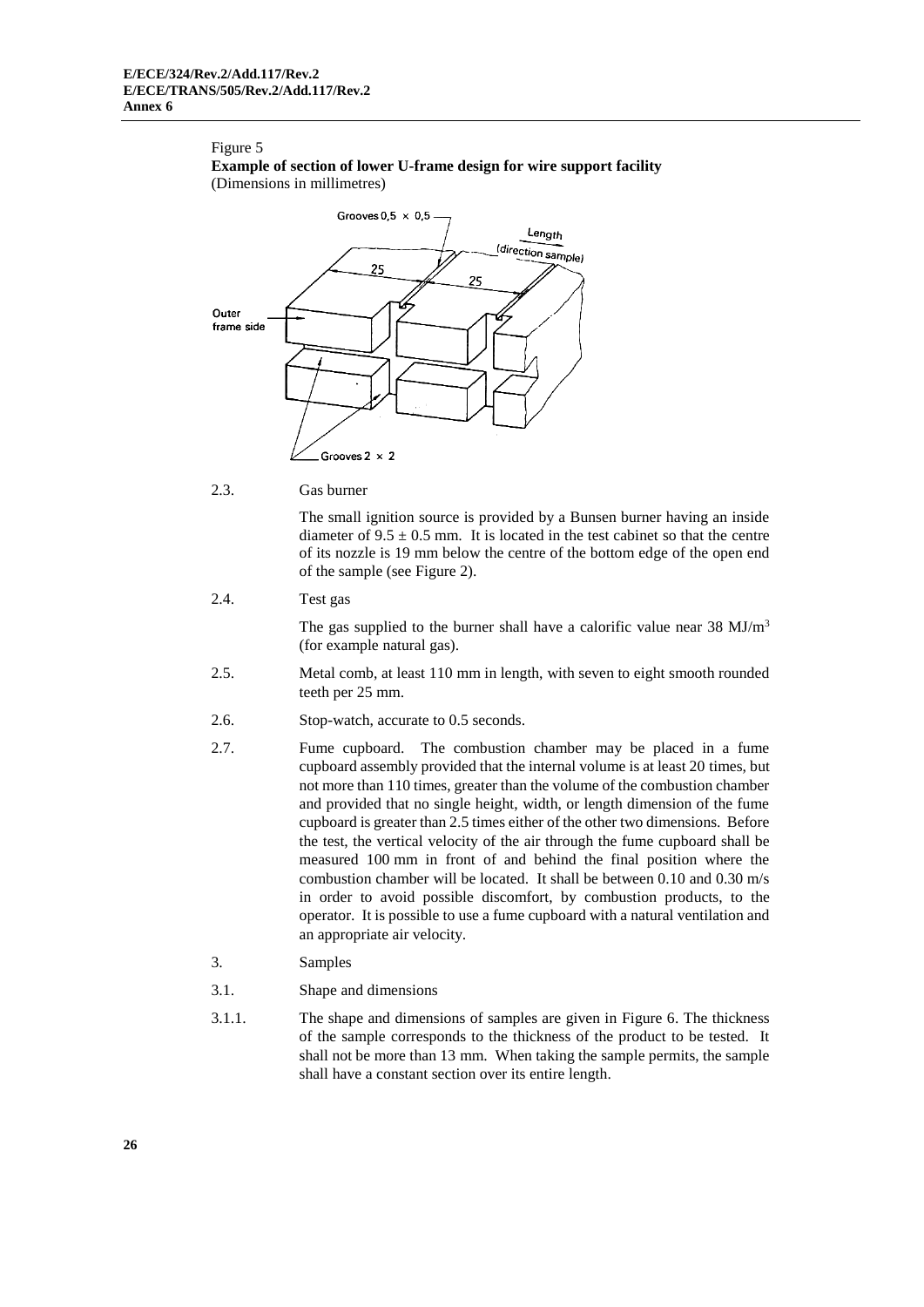Figure 5

**Example of section of lower U-frame design for wire support facility**
(Dimensions in millimetres)

2.3. Gas burner

The small ignition source is provided by a Bunsen burner having an inside diameter of $9.5 \pm 0.5$ mm. It is located in the test cabinet so that the centre of its nozzle is 19 mm below the centre of the bottom edge of the open end of the sample (see Figure 2).

2.4. Test gas

The gas supplied to the burner shall have a calorific value near 38 $MJ/m^3$ (for example natural gas).

2.5. Metal comb, at least 110 mm in length, with seven to eight smooth rounded teeth per 25 mm.

2.6. Stop-watch, accurate to 0.5 seconds.

2.7. Fume cupboard. The combustion chamber may be placed in a fume cupboard assembly provided that the internal volume is at least 20 times, but not more than 110 times, greater than the volume of the combustion chamber and provided that no single height, width, or length dimension of the fume cupboard is greater than 2.5 times either of the other two dimensions. Before the test, the vertical velocity of the air through the fume cupboard shall be measured 100 mm in front of and behind the final position where the combustion chamber will be located. It shall be between 0.10 and 0.30 m/s in order to avoid possible discomfort, by combustion products, to the operator. It is possible to use a fume cupboard with a natural ventilation and an appropriate air velocity.

3. Samples

3.1. Shape and dimensions

3.1.1. The shape and dimensions of samples are given in Figure 6. The thickness of the sample corresponds to the thickness of the product to be tested. It shall not be more than 13 mm. When taking the sample permits, the sample shall have a constant section over its entire length.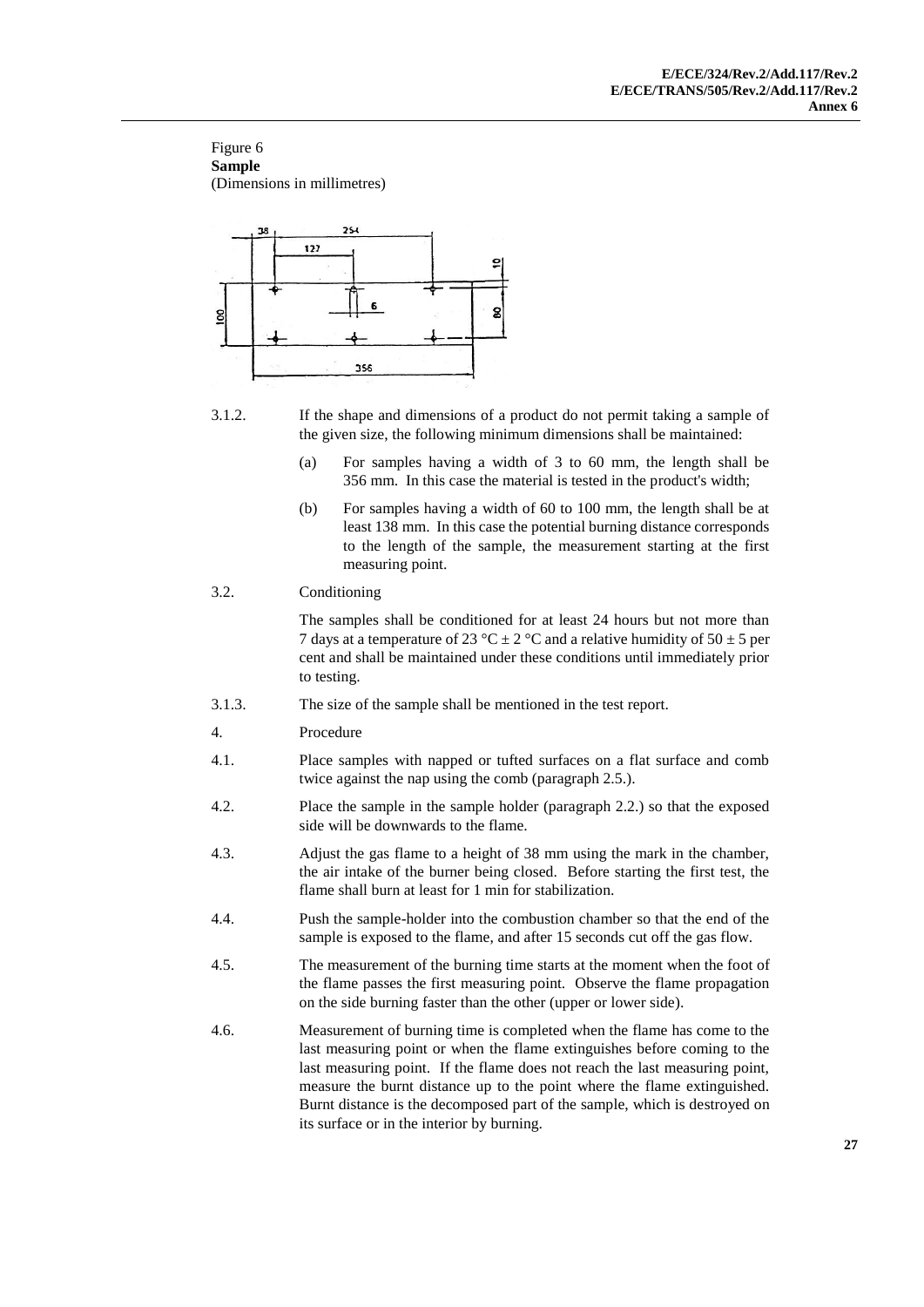Figure 6
**Sample**
(Dimensions in millimetres)

3.1.2. If the shape and dimensions of a product do not permit taking a sample of the given size, the following minimum dimensions shall be maintained:

(a) For samples having a width of 3 to 60 mm, the length shall be 356 mm. In this case the material is tested in the product's width;

(b) For samples having a width of 60 to 100 mm, the length shall be at least 138 mm. In this case the potential burning distance corresponds to the length of the sample, the measurement starting at the first measuring point.

3.2. Conditioning

The samples shall be conditioned for at least 24 hours but not more than 7 days at a temperature of 23 °C ± 2 °C and a relative humidity of 50 ± 5 per cent and shall be maintained under these conditions until immediately prior to testing.

3.1.3. The size of the sample shall be mentioned in the test report.

4. Procedure

4.1. Place samples with napped or tufted surfaces on a flat surface and comb twice against the nap using the comb (paragraph 2.5.).

4.2. Place the sample in the sample holder (paragraph 2.2.) so that the exposed side will be downwards to the flame.

4.3. Adjust the gas flame to a height of 38 mm using the mark in the chamber, the air intake of the burner being closed. Before starting the first test, the flame shall burn at least for 1 min for stabilization.

4.4. Push the sample-holder into the combustion chamber so that the end of the sample is exposed to the flame, and after 15 seconds cut off the gas flow.

4.5. The measurement of the burning time starts at the moment when the foot of the flame passes the first measuring point. Observe the flame propagation on the side burning faster than the other (upper or lower side).

4.6. Measurement of burning time is completed when the flame has come to the last measuring point or when the flame extinguishes before coming to the last measuring point. If the flame does not reach the last measuring point, measure the burnt distance up to the point where the flame extinguished. Burnt distance is the decomposed part of the sample, which is destroyed on its surface or in the interior by burning.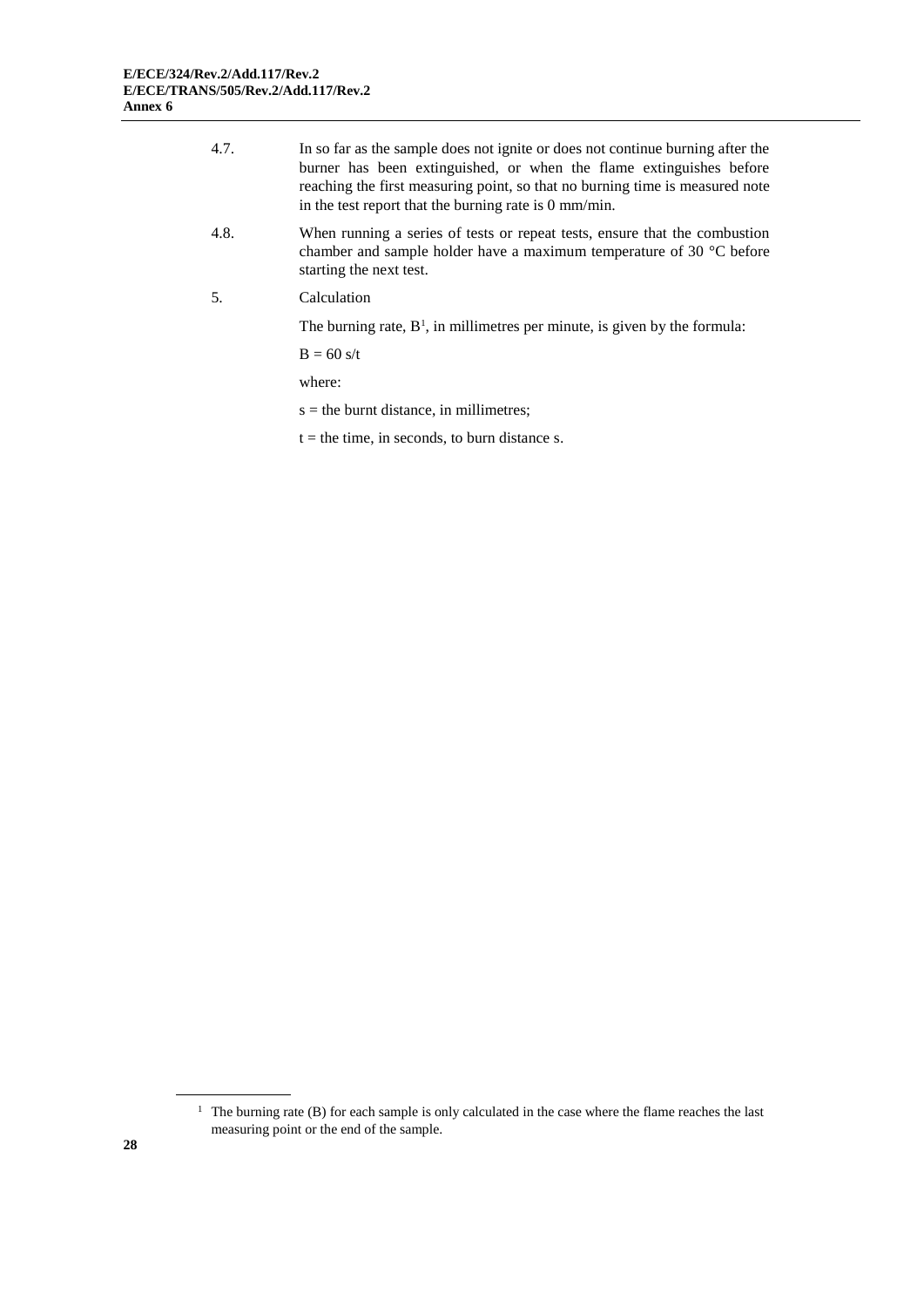4.7. In so far as the sample does not ignite or does not continue burning after the burner has been extinguished, or when the flame extinguishes before reaching the first measuring point, so that no burning time is measured note in the test report that the burning rate is 0 mm/min.

4.8. When running a series of tests or repeat tests, ensure that the combustion chamber and sample holder have a maximum temperature of 30 °C before starting the next test.

5. Calculation

The burning rate, B[1], in millimetres per minute, is given by the formula:

$B = 60\ s/t$

where:

s = the burnt distance, in millimetres;

t = the time, in seconds, to burn distance s.

---

[1] The burning rate (B) for each sample is only calculated in the case where the flame reaches the last measuring point or the end of the sample.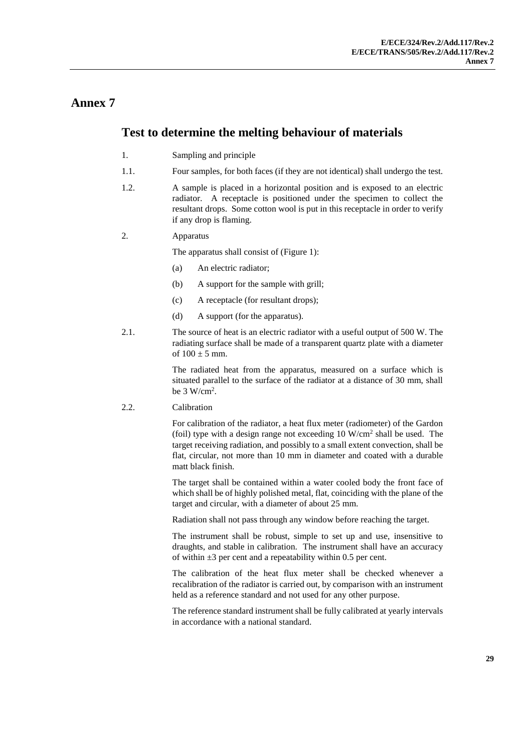# Annex 7

## Test to determine the melting behaviour of materials

1. Sampling and principle

1.1. Four samples, for both faces (if they are not identical) shall undergo the test.

1.2. A sample is placed in a horizontal position and is exposed to an electric radiator. A receptacle is positioned under the specimen to collect the resultant drops. Some cotton wool is put in this receptacle in order to verify if any drop is flaming.

2. Apparatus

The apparatus shall consist of (Figure 1):

(a) An electric radiator;

(b) A support for the sample with grill;

(c) A receptacle (for resultant drops);

(d) A support (for the apparatus).

2.1. The source of heat is an electric radiator with a useful output of 500 W. The radiating surface shall be made of a transparent quartz plate with a diameter of $100 \pm 5$ mm.

The radiated heat from the apparatus, measured on a surface which is situated parallel to the surface of the radiator at a distance of 30 mm, shall be 3 $W/cm^2$.

2.2. Calibration

For calibration of the radiator, a heat flux meter (radiometer) of the Gardon (foil) type with a design range not exceeding 10 $W/cm^2$ shall be used. The target receiving radiation, and possibly to a small extent convection, shall be flat, circular, not more than 10 mm in diameter and coated with a durable matt black finish.

The target shall be contained within a water cooled body the front face of which shall be of highly polished metal, flat, coinciding with the plane of the target and circular, with a diameter of about 25 mm.

Radiation shall not pass through any window before reaching the target.

The instrument shall be robust, simple to set up and use, insensitive to draughts, and stable in calibration. The instrument shall have an accuracy of within $\pm 3$ per cent and a repeatability within 0.5 per cent.

The calibration of the heat flux meter shall be checked whenever a recalibration of the radiator is carried out, by comparison with an instrument held as a reference standard and not used for any other purpose.

The reference standard instrument shall be fully calibrated at yearly intervals in accordance with a national standard.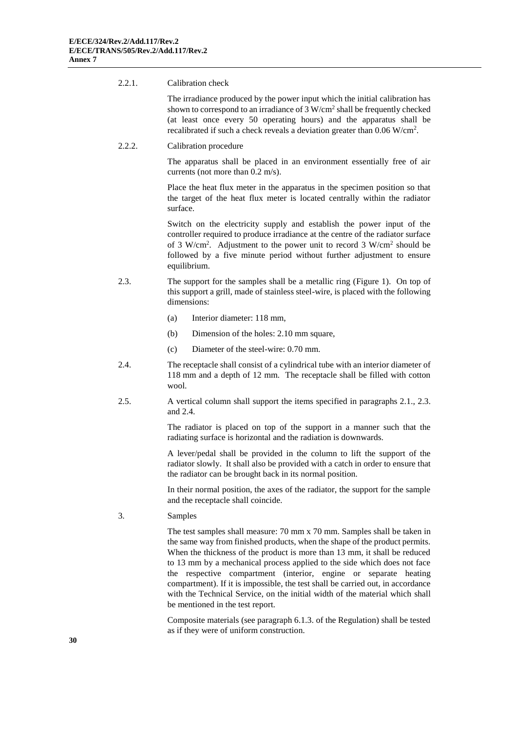2.2.1. Calibration check

The irradiance produced by the power input which the initial calibration has shown to correspond to an irradiance of 3 W/cm$^2$ shall be frequently checked (at least once every 50 operating hours) and the apparatus shall be recalibrated if such a check reveals a deviation greater than 0.06 W/cm$^2$.

2.2.2. Calibration procedure

The apparatus shall be placed in an environment essentially free of air currents (not more than 0.2 m/s).

Place the heat flux meter in the apparatus in the specimen position so that the target of the heat flux meter is located centrally within the radiator surface.

Switch on the electricity supply and establish the power input of the controller required to produce irradiance at the centre of the radiator surface of 3 W/cm$^2$. Adjustment to the power unit to record 3 W/cm$^2$ should be followed by a five minute period without further adjustment to ensure equilibrium.

2.3. The support for the samples shall be a metallic ring (Figure 1). On top of this support a grill, made of stainless steel-wire, is placed with the following dimensions:

(a) Interior diameter: 118 mm,

(b) Dimension of the holes: 2.10 mm square,

(c) Diameter of the steel-wire: 0.70 mm.

2.4. The receptacle shall consist of a cylindrical tube with an interior diameter of 118 mm and a depth of 12 mm. The receptacle shall be filled with cotton wool.

2.5. A vertical column shall support the items specified in paragraphs 2.1., 2.3. and 2.4.

The radiator is placed on top of the support in a manner such that the radiating surface is horizontal and the radiation is downwards.

A lever/pedal shall be provided in the column to lift the support of the radiator slowly. It shall also be provided with a catch in order to ensure that the radiator can be brought back in its normal position.

In their normal position, the axes of the radiator, the support for the sample and the receptacle shall coincide.

3. Samples

The test samples shall measure: 70 mm x 70 mm. Samples shall be taken in the same way from finished products, when the shape of the product permits. When the thickness of the product is more than 13 mm, it shall be reduced to 13 mm by a mechanical process applied to the side which does not face the respective compartment (interior, engine or separate heating compartment). If it is impossible, the test shall be carried out, in accordance with the Technical Service, on the initial width of the material which shall be mentioned in the test report.

Composite materials (see paragraph 6.1.3. of the Regulation) shall be tested as if they were of uniform construction.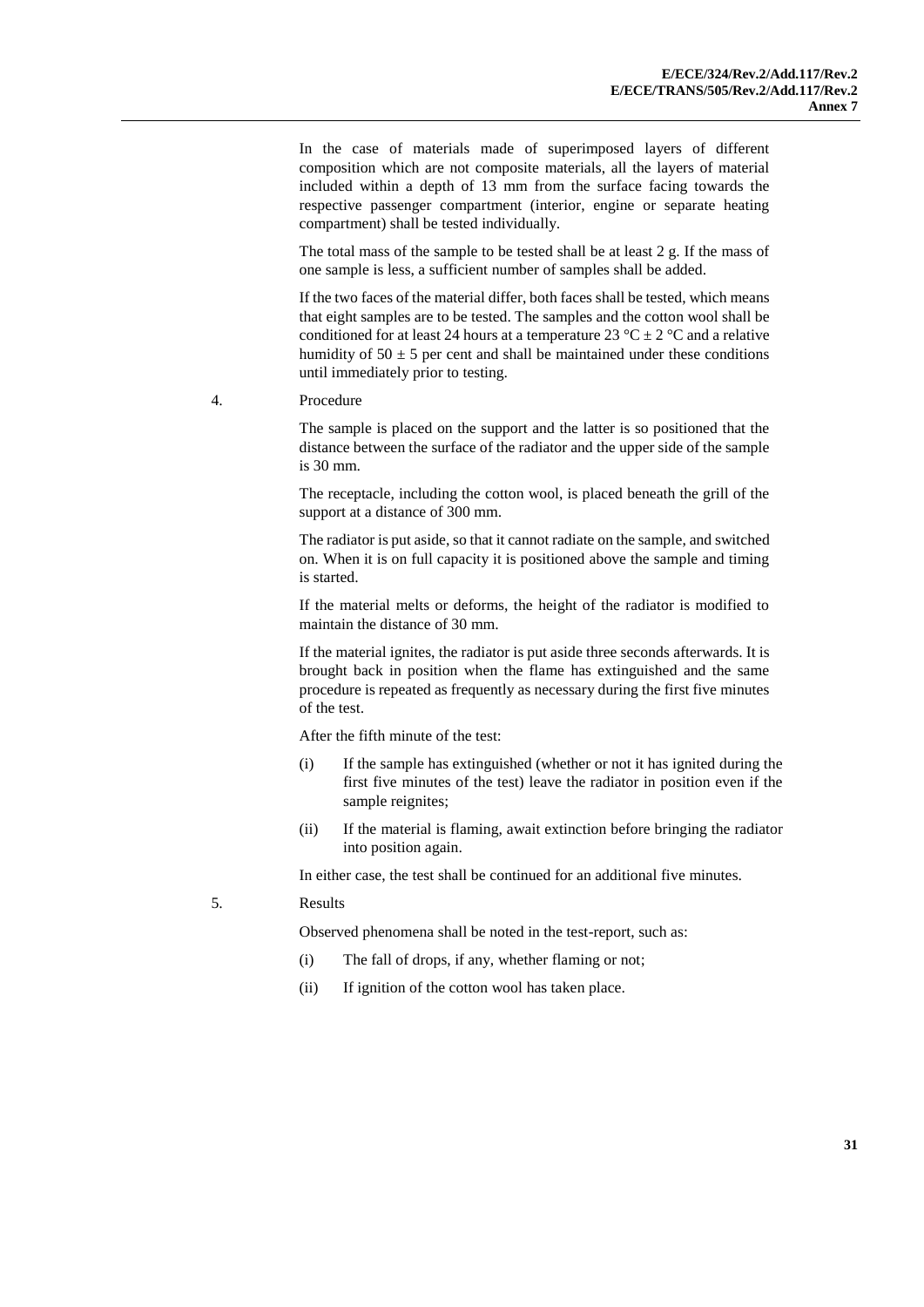In the case of materials made of superimposed layers of different composition which are not composite materials, all the layers of material included within a depth of 13 mm from the surface facing towards the respective passenger compartment (interior, engine or separate heating compartment) shall be tested individually.

The total mass of the sample to be tested shall be at least 2 g. If the mass of one sample is less, a sufficient number of samples shall be added.

If the two faces of the material differ, both faces shall be tested, which means that eight samples are to be tested. The samples and the cotton wool shall be conditioned for at least 24 hours at a temperature 23 °C ± 2 °C and a relative humidity of 50 ± 5 per cent and shall be maintained under these conditions until immediately prior to testing.

4. Procedure

The sample is placed on the support and the latter is so positioned that the distance between the surface of the radiator and the upper side of the sample is 30 mm.

The receptacle, including the cotton wool, is placed beneath the grill of the support at a distance of 300 mm.

The radiator is put aside, so that it cannot radiate on the sample, and switched on. When it is on full capacity it is positioned above the sample and timing is started.

If the material melts or deforms, the height of the radiator is modified to maintain the distance of 30 mm.

If the material ignites, the radiator is put aside three seconds afterwards. It is brought back in position when the flame has extinguished and the same procedure is repeated as frequently as necessary during the first five minutes of the test.

After the fifth minute of the test:

(i) If the sample has extinguished (whether or not it has ignited during the first five minutes of the test) leave the radiator in position even if the sample reignites;

(ii) If the material is flaming, await extinction before bringing the radiator into position again.

In either case, the test shall be continued for an additional five minutes.

5. Results

Observed phenomena shall be noted in the test-report, such as:

(i) The fall of drops, if any, whether flaming or not;

(ii) If ignition of the cotton wool has taken place.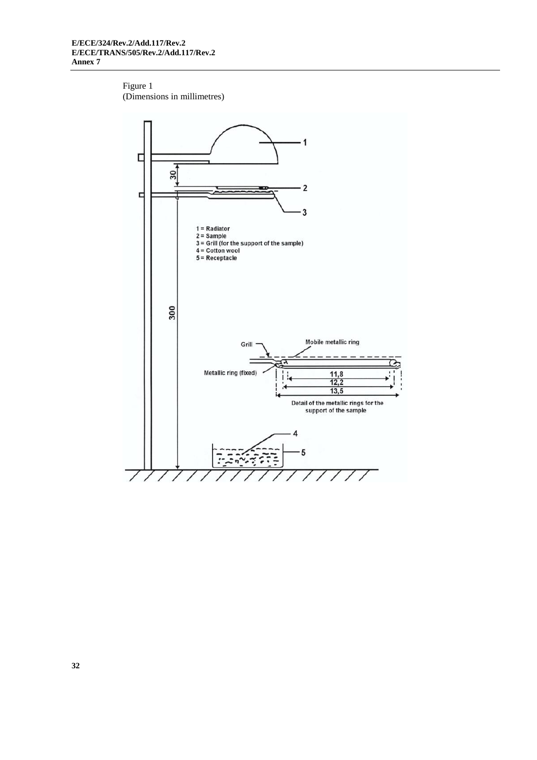Figure 1
(Dimensions in millimetres)

1 = Radiator
2 = Sample
3 = Grill (for the support of the sample)
4 = Cotton wool
5 = Receptacle

Detail of the metallic rings for the support of the sample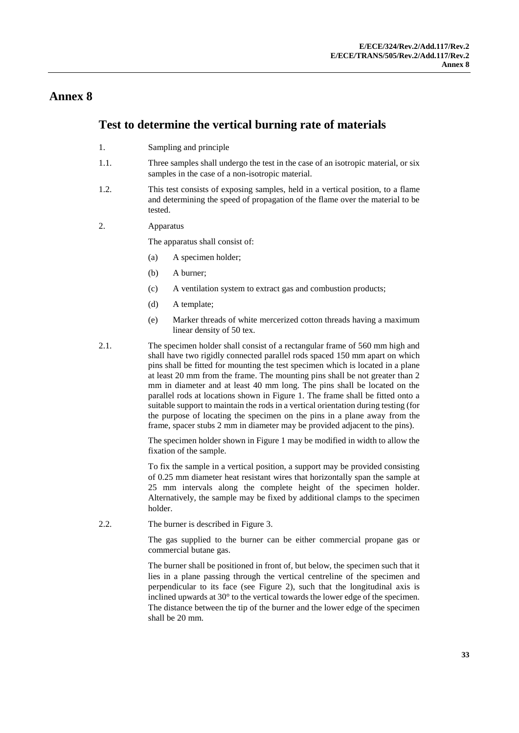# Annex 8

## Test to determine the vertical burning rate of materials

1. Sampling and principle

1.1. Three samples shall undergo the test in the case of an isotropic material, or six samples in the case of a non-isotropic material.

1.2. This test consists of exposing samples, held in a vertical position, to a flame and determining the speed of propagation of the flame over the material to be tested.

2. Apparatus

The apparatus shall consist of:

(a) A specimen holder;

(b) A burner;

(c) A ventilation system to extract gas and combustion products;

(d) A template;

(e) Marker threads of white mercerized cotton threads having a maximum linear density of 50 tex.

2.1. The specimen holder shall consist of a rectangular frame of 560 mm high and shall have two rigidly connected parallel rods spaced 150 mm apart on which pins shall be fitted for mounting the test specimen which is located in a plane at least 20 mm from the frame. The mounting pins shall be not greater than 2 mm in diameter and at least 40 mm long. The pins shall be located on the parallel rods at locations shown in Figure 1. The frame shall be fitted onto a suitable support to maintain the rods in a vertical orientation during testing (for the purpose of locating the specimen on the pins in a plane away from the frame, spacer stubs 2 mm in diameter may be provided adjacent to the pins).

The specimen holder shown in Figure 1 may be modified in width to allow the fixation of the sample.

To fix the sample in a vertical position, a support may be provided consisting of 0.25 mm diameter heat resistant wires that horizontally span the sample at 25 mm intervals along the complete height of the specimen holder. Alternatively, the sample may be fixed by additional clamps to the specimen holder.

2.2. The burner is described in Figure 3.

The gas supplied to the burner can be either commercial propane gas or commercial butane gas.

The burner shall be positioned in front of, but below, the specimen such that it lies in a plane passing through the vertical centreline of the specimen and perpendicular to its face (see Figure 2), such that the longitudinal axis is inclined upwards at 30° to the vertical towards the lower edge of the specimen. The distance between the tip of the burner and the lower edge of the specimen shall be 20 mm.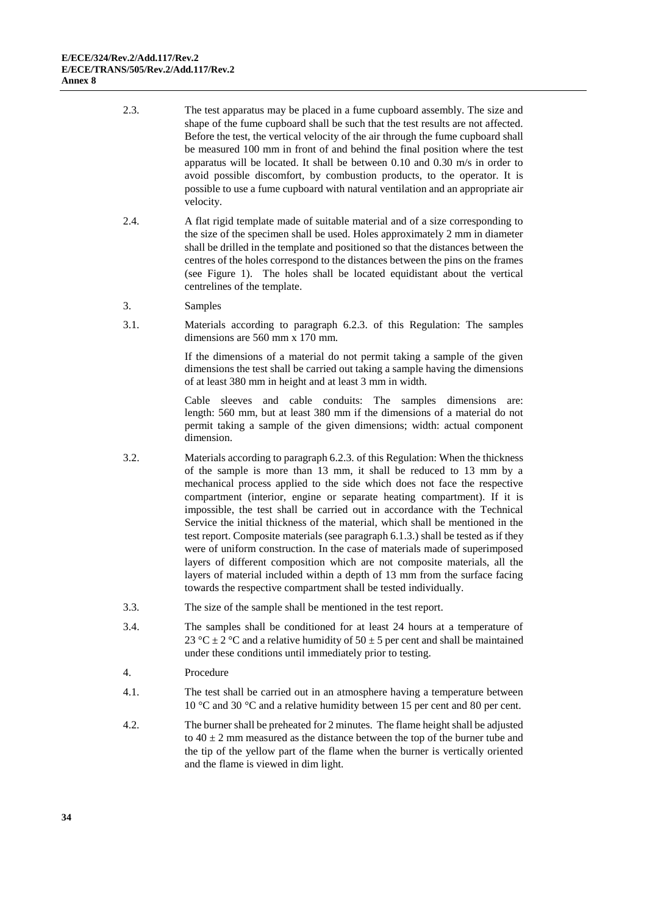2.3. The test apparatus may be placed in a fume cupboard assembly. The size and shape of the fume cupboard shall be such that the test results are not affected. Before the test, the vertical velocity of the air through the fume cupboard shall be measured 100 mm in front of and behind the final position where the test apparatus will be located. It shall be between 0.10 and 0.30 m/s in order to avoid possible discomfort, by combustion products, to the operator. It is possible to use a fume cupboard with natural ventilation and an appropriate air velocity.

2.4. A flat rigid template made of suitable material and of a size corresponding to the size of the specimen shall be used. Holes approximately 2 mm in diameter shall be drilled in the template and positioned so that the distances between the centres of the holes correspond to the distances between the pins on the frames (see Figure 1). The holes shall be located equidistant about the vertical centrelines of the template.

3. Samples

3.1. Materials according to paragraph 6.2.3. of this Regulation: The samples dimensions are 560 mm x 170 mm.

If the dimensions of a material do not permit taking a sample of the given dimensions the test shall be carried out taking a sample having the dimensions of at least 380 mm in height and at least 3 mm in width.

Cable sleeves and cable conduits: The samples dimensions are: length: 560 mm, but at least 380 mm if the dimensions of a material do not permit taking a sample of the given dimensions; width: actual component dimension.

3.2. Materials according to paragraph 6.2.3. of this Regulation: When the thickness of the sample is more than 13 mm, it shall be reduced to 13 mm by a mechanical process applied to the side which does not face the respective compartment (interior, engine or separate heating compartment). If it is impossible, the test shall be carried out in accordance with the Technical Service the initial thickness of the material, which shall be mentioned in the test report. Composite materials (see paragraph 6.1.3.) shall be tested as if they were of uniform construction. In the case of materials made of superimposed layers of different composition which are not composite materials, all the layers of material included within a depth of 13 mm from the surface facing towards the respective compartment shall be tested individually.

3.3. The size of the sample shall be mentioned in the test report.

3.4. The samples shall be conditioned for at least 24 hours at a temperature of 23 °C ± 2 °C and a relative humidity of 50 ± 5 per cent and shall be maintained under these conditions until immediately prior to testing.

4. Procedure

4.1. The test shall be carried out in an atmosphere having a temperature between 10 °C and 30 °C and a relative humidity between 15 per cent and 80 per cent.

4.2. The burner shall be preheated for 2 minutes. The flame height shall be adjusted to 40 ± 2 mm measured as the distance between the top of the burner tube and the tip of the yellow part of the flame when the burner is vertically oriented and the flame is viewed in dim light.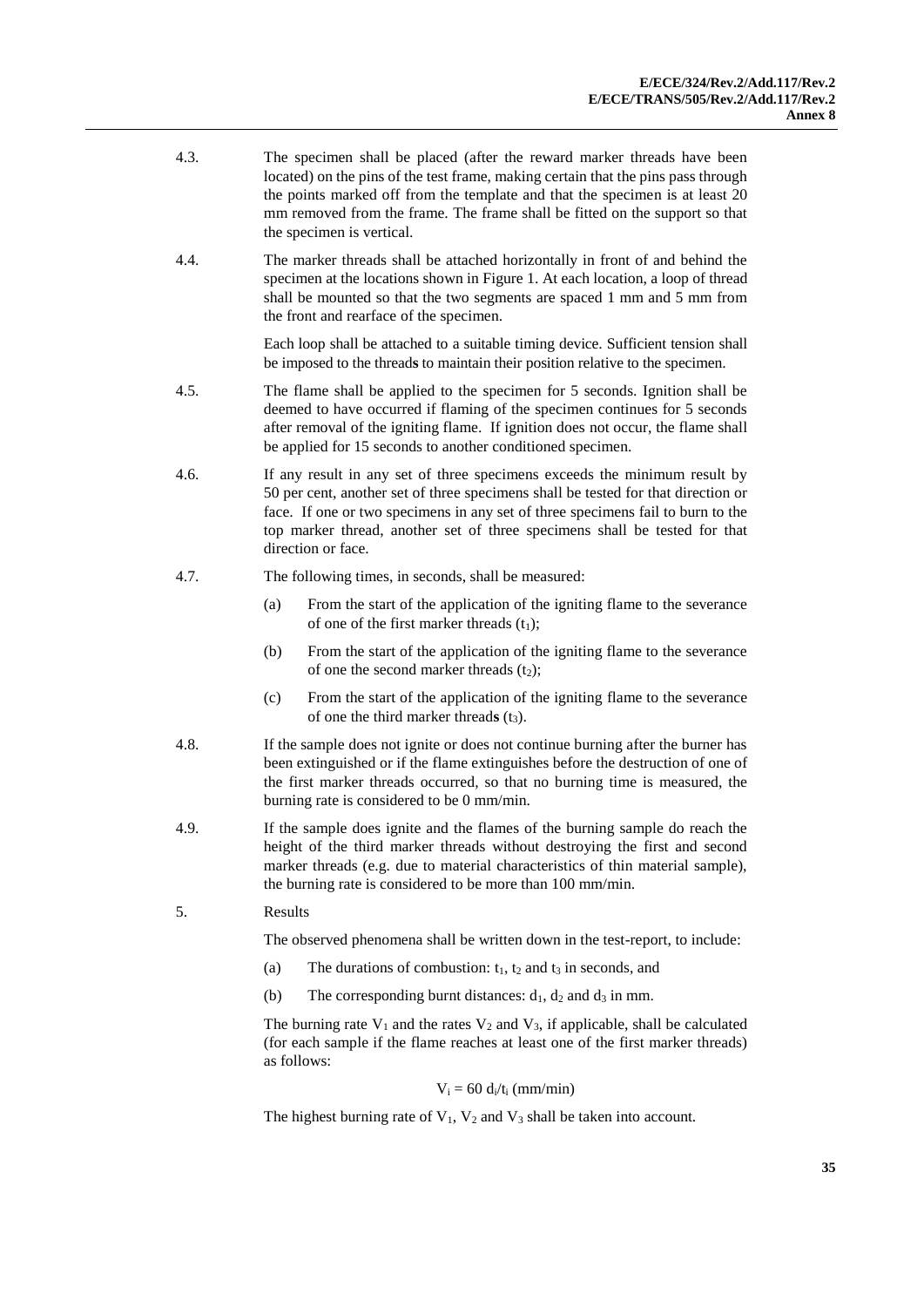4.3. The specimen shall be placed (after the reward marker threads have been located) on the pins of the test frame, making certain that the pins pass through the points marked off from the template and that the specimen is at least 20 mm removed from the frame. The frame shall be fitted on the support so that the specimen is vertical.

4.4. The marker threads shall be attached horizontally in front of and behind the specimen at the locations shown in Figure 1. At each location, a loop of thread shall be mounted so that the two segments are spaced 1 mm and 5 mm from the front and rearface of the specimen.

Each loop shall be attached to a suitable timing device. Sufficient tension shall be imposed to the threads to maintain their position relative to the specimen.

4.5. The flame shall be applied to the specimen for 5 seconds. Ignition shall be deemed to have occurred if flaming of the specimen continues for 5 seconds after removal of the igniting flame. If ignition does not occur, the flame shall be applied for 15 seconds to another conditioned specimen.

4.6. If any result in any set of three specimens exceeds the minimum result by 50 per cent, another set of three specimens shall be tested for that direction or face. If one or two specimens in any set of three specimens fail to burn to the top marker thread, another set of three specimens shall be tested for that direction or face.

4.7. The following times, in seconds, shall be measured:

(a) From the start of the application of the igniting flame to the severance of one of the first marker threads ($t_1$);

(b) From the start of the application of the igniting flame to the severance of one the second marker threads ($t_2$);

(c) From the start of the application of the igniting flame to the severance of one the third marker threads ($t_3$).

4.8. If the sample does not ignite or does not continue burning after the burner has been extinguished or if the flame extinguishes before the destruction of one of the first marker threads occurred, so that no burning time is measured, the burning rate is considered to be 0 mm/min.

4.9. If the sample does ignite and the flames of the burning sample do reach the height of the third marker threads without destroying the first and second marker threads (e.g. due to material characteristics of thin material sample), the burning rate is considered to be more than 100 mm/min.

5. Results

The observed phenomena shall be written down in the test-report, to include:

(a) The durations of combustion: $t_1$, $t_2$ and $t_3$ in seconds, and

(b) The corresponding burnt distances: $d_1$, $d_2$ and $d_3$ in mm.

The burning rate $V_1$ and the rates $V_2$ and $V_3$, if applicable, shall be calculated (for each sample if the flame reaches at least one of the first marker threads) as follows:

$$V_i = 60\ d_i/t_i\ \text{(mm/min)}$$

The highest burning rate of $V_1$, $V_2$ and $V_3$ shall be taken into account.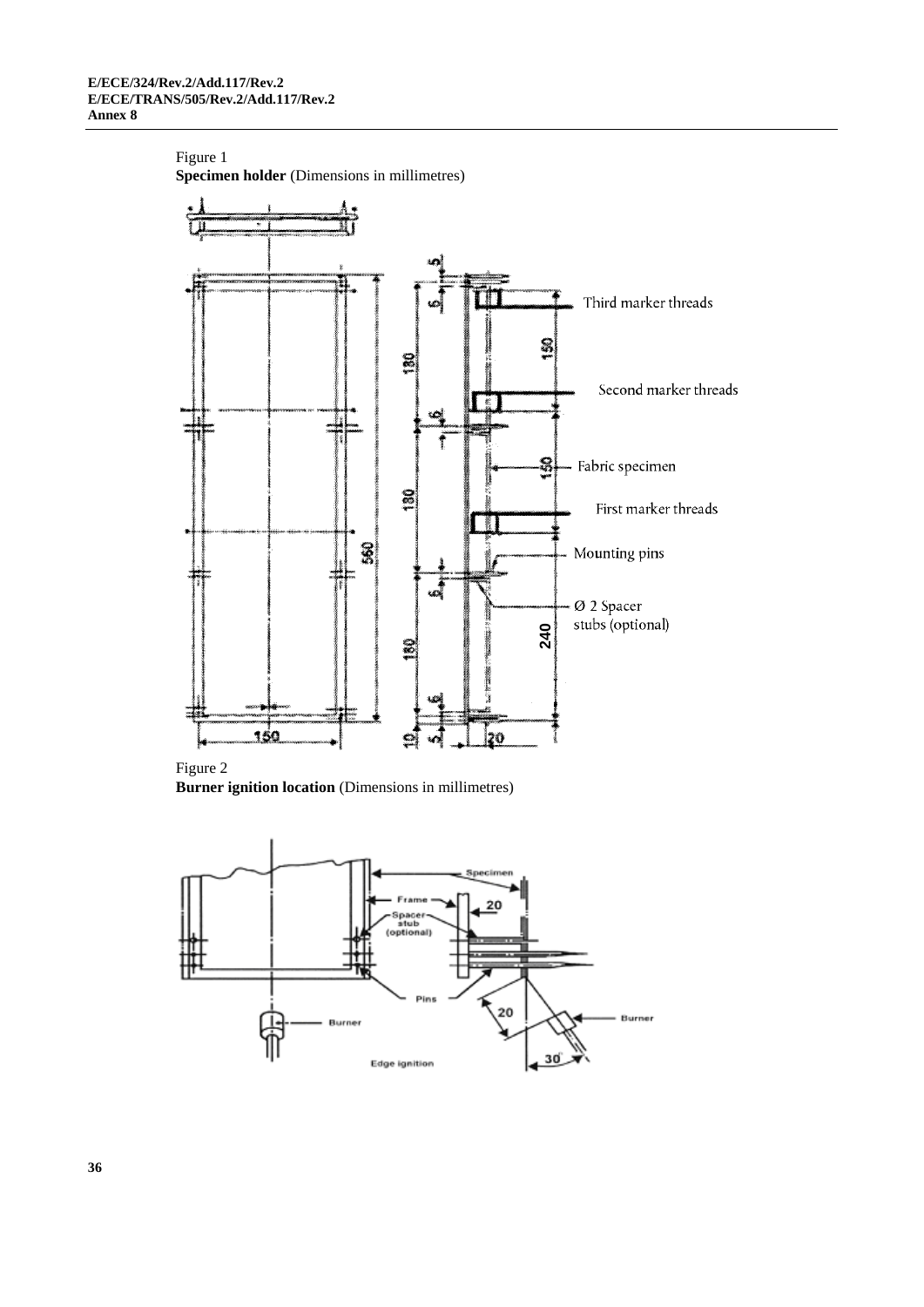Figure 1

**Specimen holder** (Dimensions in millimetres)

Figure 2

**Burner ignition location** (Dimensions in millimetres)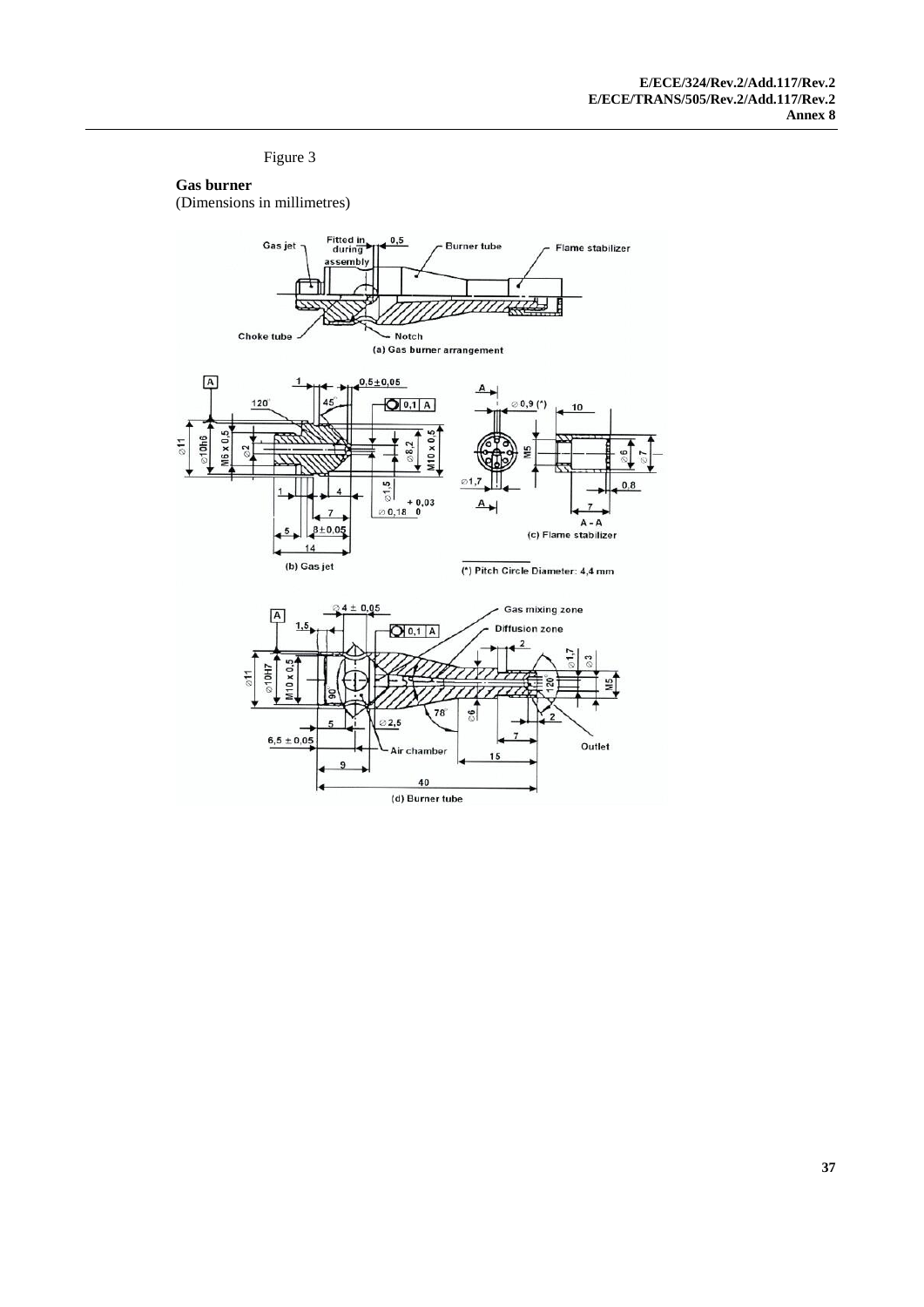Figure 3

**Gas burner**
(Dimensions in millimetres)

(a) Gas burner arrangement

(b) Gas jet

(c) Flame stabilizer

(*) Pitch Circle Diameter: 4,4 mm

(d) Burner tube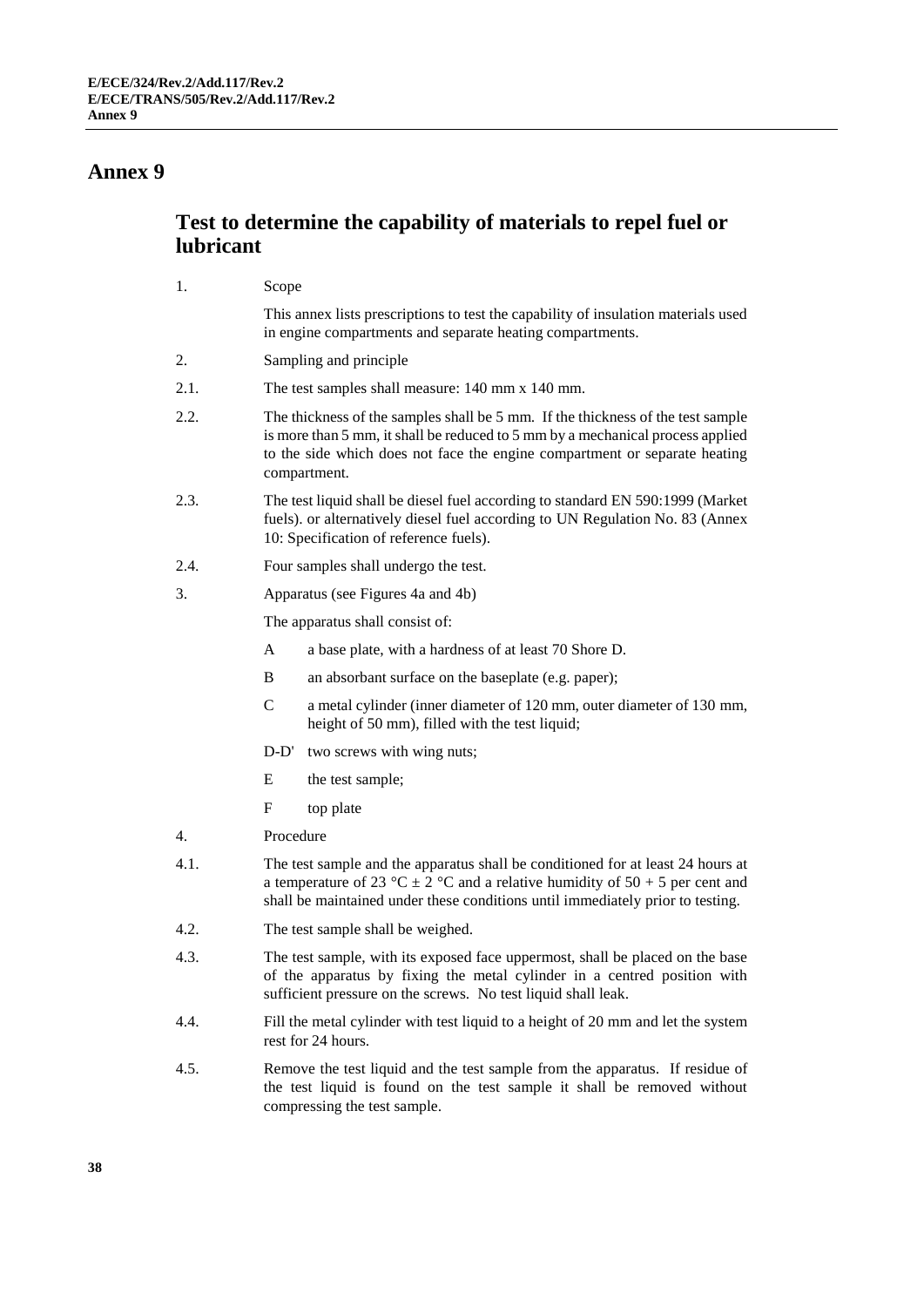# Annex 9

## Test to determine the capability of materials to repel fuel or lubricant

1. Scope

   This annex lists prescriptions to test the capability of insulation materials used in engine compartments and separate heating compartments.

2. Sampling and principle

2.1. The test samples shall measure: 140 mm x 140 mm.

2.2. The thickness of the samples shall be 5 mm. If the thickness of the test sample is more than 5 mm, it shall be reduced to 5 mm by a mechanical process applied to the side which does not face the engine compartment or separate heating compartment.

2.3. The test liquid shall be diesel fuel according to standard EN 590:1999 (Market fuels). or alternatively diesel fuel according to UN Regulation No. 83 (Annex 10: Specification of reference fuels).

2.4. Four samples shall undergo the test.

3. Apparatus (see Figures 4a and 4b)

   The apparatus shall consist of:

   A a base plate, with a hardness of at least 70 Shore D.

   B an absorbant surface on the baseplate (e.g. paper);

   C a metal cylinder (inner diameter of 120 mm, outer diameter of 130 mm, height of 50 mm), filled with the test liquid;

   D-D' two screws with wing nuts;

   E the test sample;

   F top plate

4. Procedure

4.1. The test sample and the apparatus shall be conditioned for at least 24 hours at a temperature of 23 °C ± 2 °C and a relative humidity of 50 + 5 per cent and shall be maintained under these conditions until immediately prior to testing.

4.2. The test sample shall be weighed.

4.3. The test sample, with its exposed face uppermost, shall be placed on the base of the apparatus by fixing the metal cylinder in a centred position with sufficient pressure on the screws. No test liquid shall leak.

4.4. Fill the metal cylinder with test liquid to a height of 20 mm and let the system rest for 24 hours.

4.5. Remove the test liquid and the test sample from the apparatus. If residue of the test liquid is found on the test sample it shall be removed without compressing the test sample.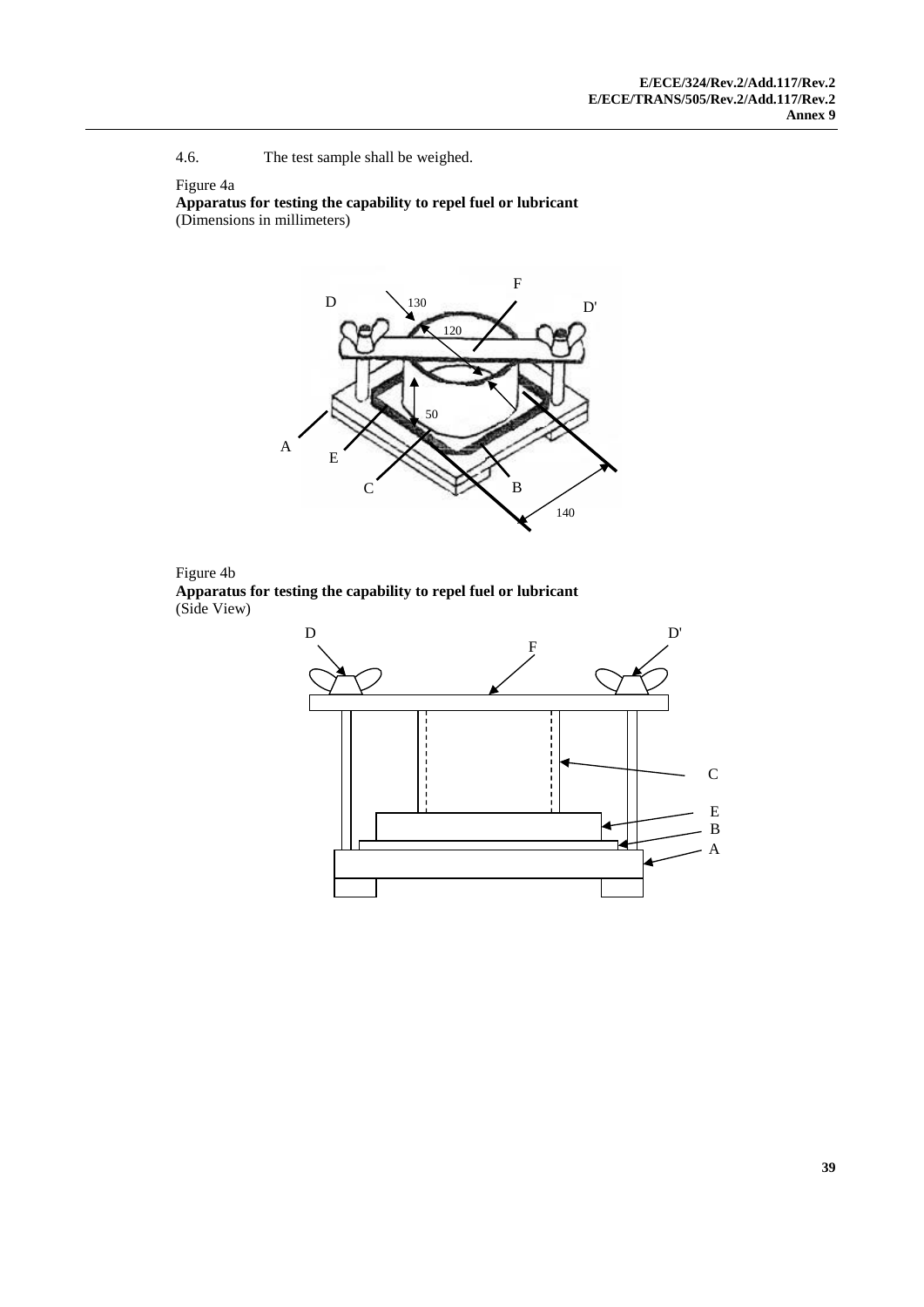4.6. The test sample shall be weighed.

Figure 4a

**Apparatus for testing the capability to repel fuel or lubricant**

(Dimensions in millimeters)

Figure 4b

**Apparatus for testing the capability to repel fuel or lubricant**

(Side View)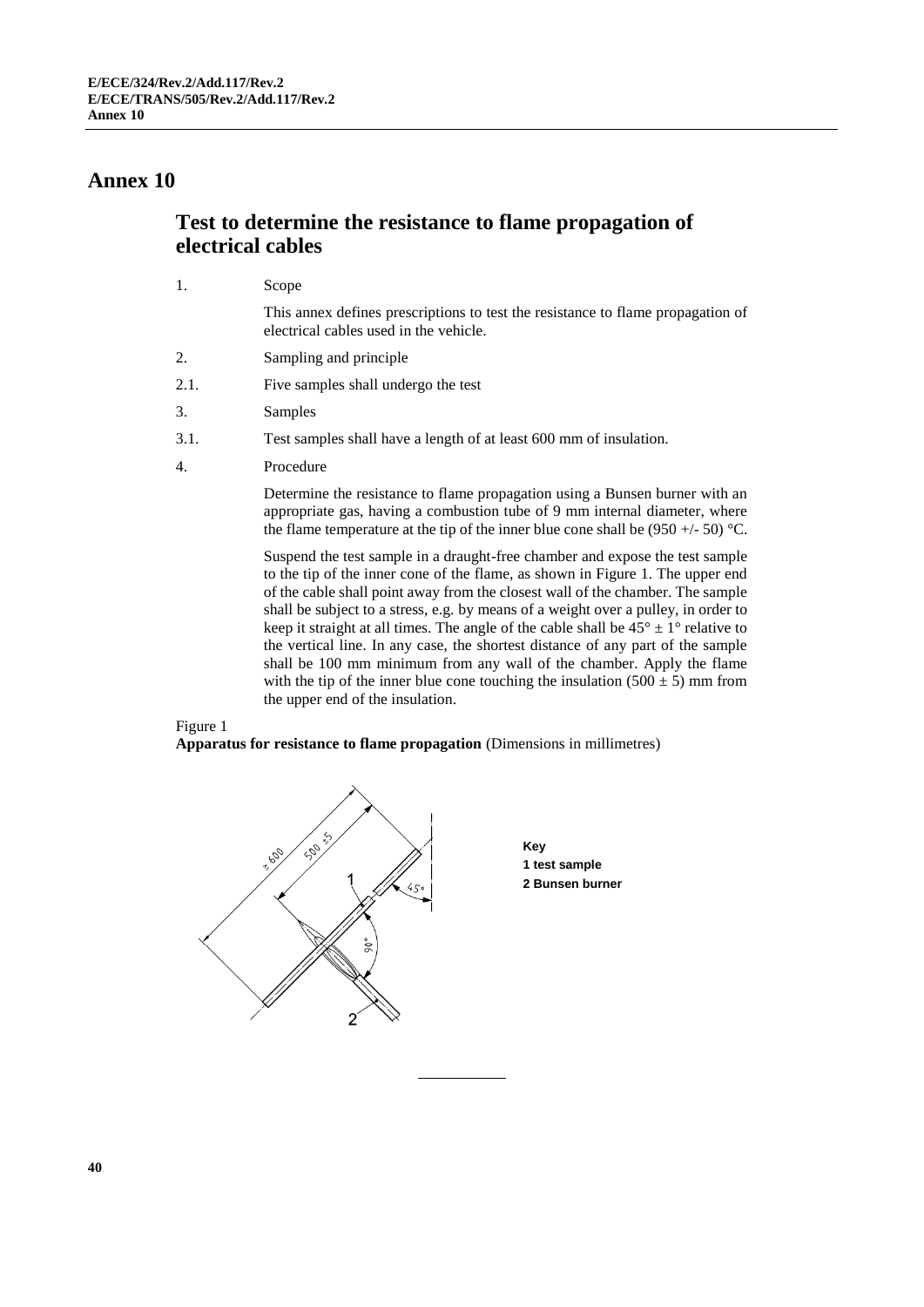# Annex 10

## Test to determine the resistance to flame propagation of electrical cables

1. Scope

   This annex defines prescriptions to test the resistance to flame propagation of electrical cables used in the vehicle.

2. Sampling and principle

2.1. Five samples shall undergo the test

3. Samples

3.1. Test samples shall have a length of at least 600 mm of insulation.

4. Procedure

   Determine the resistance to flame propagation using a Bunsen burner with an appropriate gas, having a combustion tube of 9 mm internal diameter, where the flame temperature at the tip of the inner blue cone shall be (950 +/- 50) °C.

   Suspend the test sample in a draught-free chamber and expose the test sample to the tip of the inner cone of the flame, as shown in Figure 1. The upper end of the cable shall point away from the closest wall of the chamber. The sample shall be subject to a stress, e.g. by means of a weight over a pulley, in order to keep it straight at all times. The angle of the cable shall be $45° \pm 1°$ relative to the vertical line. In any case, the shortest distance of any part of the sample shall be 100 mm minimum from any wall of the chamber. Apply the flame with the tip of the inner blue cone touching the insulation $(500 \pm 5)$ mm from the upper end of the insulation.

Figure 1
**Apparatus for resistance to flame propagation** (Dimensions in millimetres)

≥ 600
500 ±5
1
45°
90°
2

**Key**
**1 test sample**
**2 Bunsen burner**